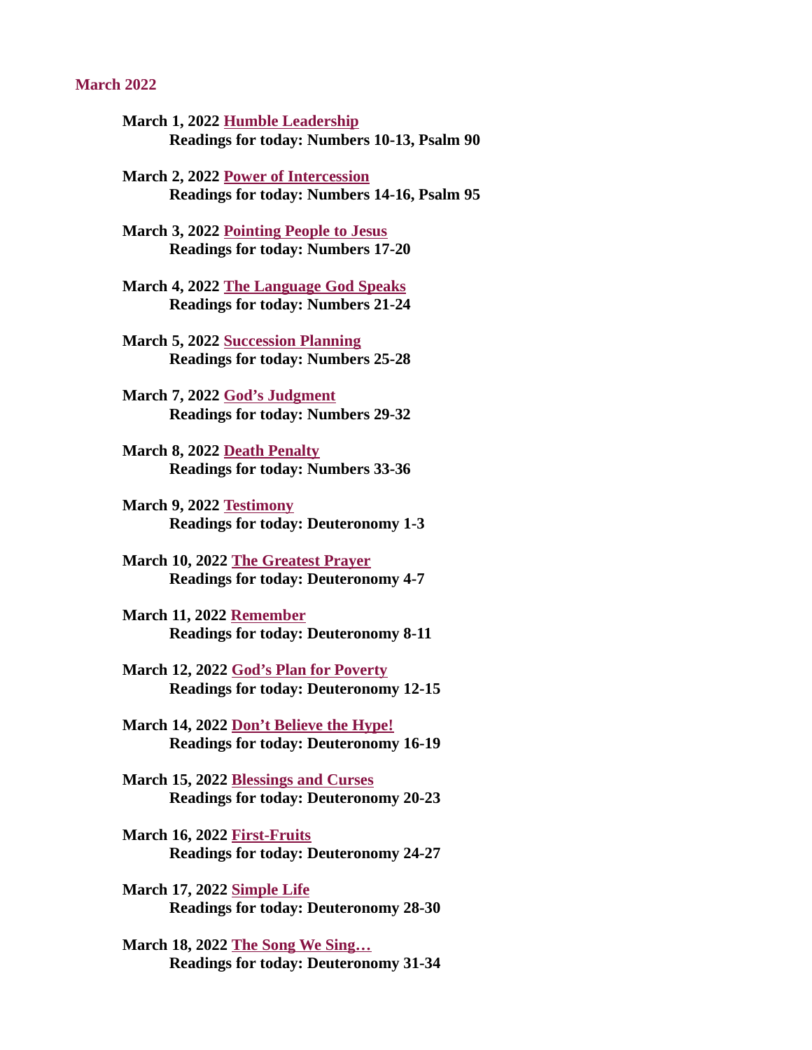## March 2022

**March 1, 2022 Humble Leadership**
**Readings for today: Numbers 10-13, Psalm 90**

**March 2, 2022 Power of Intercession**
**Readings for today: Numbers 14-16, Psalm 95**

**March 3, 2022 Pointing People to Jesus**
**Readings for today: Numbers 17-20**

**March 4, 2022 The Language God Speaks**
**Readings for today: Numbers 21-24**

**March 5, 2022 Succession Planning**
**Readings for today: Numbers 25-28**

**March 7, 2022 God's Judgment**
**Readings for today: Numbers 29-32**

**March 8, 2022 Death Penalty**
**Readings for today: Numbers 33-36**

**March 9, 2022 Testimony**
**Readings for today: Deuteronomy 1-3**

**March 10, 2022 The Greatest Prayer**
**Readings for today: Deuteronomy 4-7**

**March 11, 2022 Remember**
**Readings for today: Deuteronomy 8-11**

**March 12, 2022 God's Plan for Poverty**
**Readings for today: Deuteronomy 12-15**

**March 14, 2022 Don't Believe the Hype!**
**Readings for today: Deuteronomy 16-19**

**March 15, 2022 Blessings and Curses**
**Readings for today: Deuteronomy 20-23**

**March 16, 2022 First-Fruits**
**Readings for today: Deuteronomy 24-27**

**March 17, 2022 Simple Life**
**Readings for today: Deuteronomy 28-30**

**March 18, 2022 The Song We Sing…**
**Readings for today: Deuteronomy 31-34**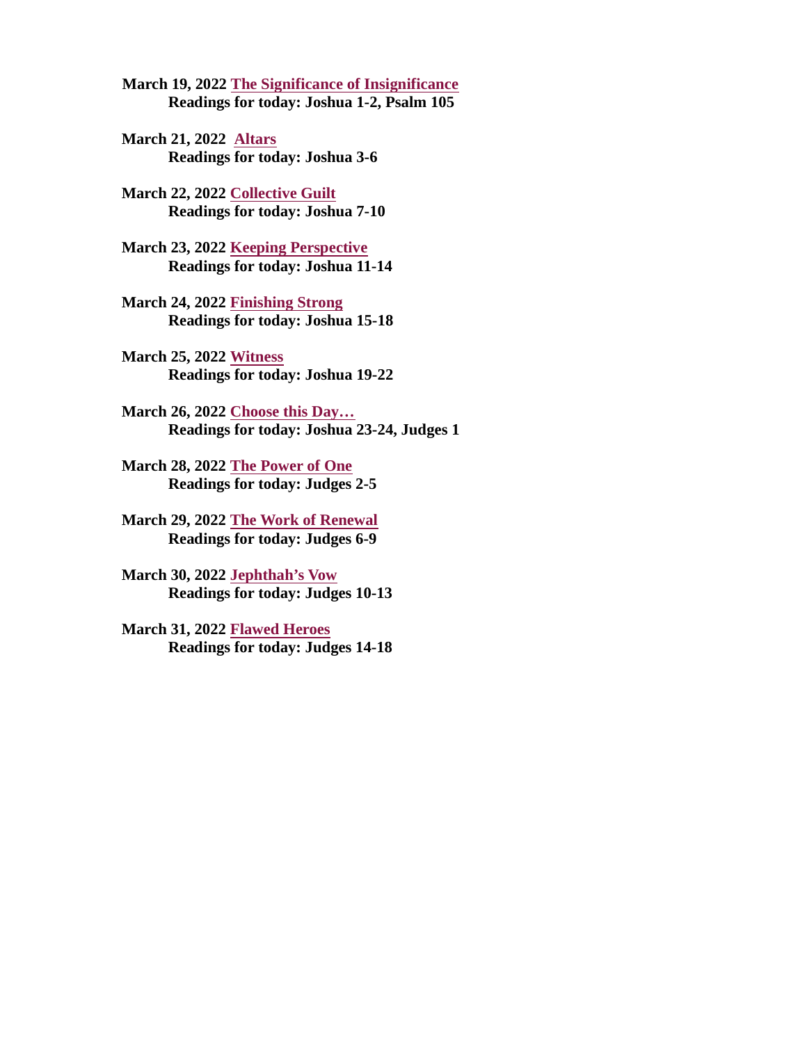**March 19, 2022 The Significance of Insignificance**
**Readings for today: Joshua 1-2, Psalm 105**

**March 21, 2022 Altars**
**Readings for today: Joshua 3-6**

**March 22, 2022 Collective Guilt**
**Readings for today: Joshua 7-10**

**March 23, 2022 Keeping Perspective**
**Readings for today: Joshua 11-14**

**March 24, 2022 Finishing Strong**
**Readings for today: Joshua 15-18**

**March 25, 2022 Witness**
**Readings for today: Joshua 19-22**

**March 26, 2022 Choose this Day…**
**Readings for today: Joshua 23-24, Judges 1**

**March 28, 2022 The Power of One**
**Readings for today: Judges 2-5**

**March 29, 2022 The Work of Renewal**
**Readings for today: Judges 6-9**

**March 30, 2022 Jephthah's Vow**
**Readings for today: Judges 10-13**

**March 31, 2022 Flawed Heroes**
**Readings for today: Judges 14-18**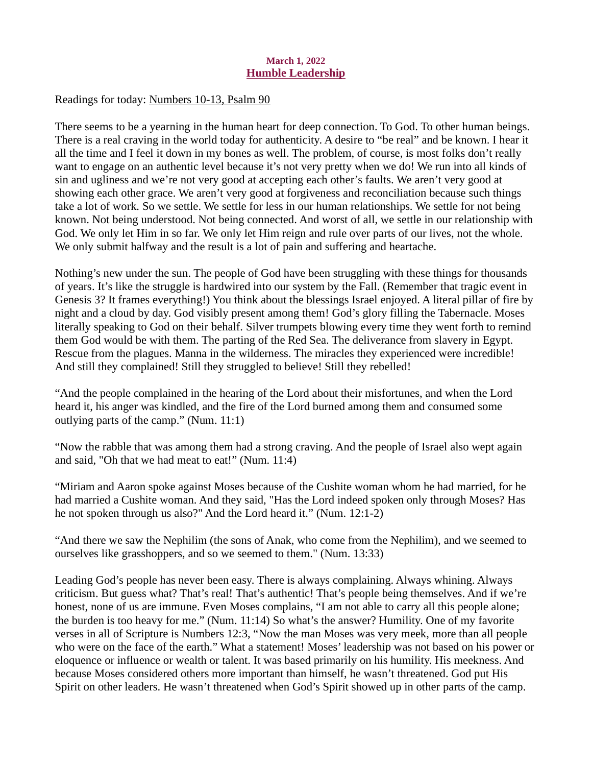**March 1, 2022**

## Humble Leadership

Readings for today: Numbers 10-13, Psalm 90

There seems to be a yearning in the human heart for deep connection. To God. To other human beings. There is a real craving in the world today for authenticity. A desire to "be real" and be known. I hear it all the time and I feel it down in my bones as well. The problem, of course, is most folks don't really want to engage on an authentic level because it's not very pretty when we do! We run into all kinds of sin and ugliness and we're not very good at accepting each other's faults. We aren't very good at showing each other grace. We aren't very good at forgiveness and reconciliation because such things take a lot of work. So we settle. We settle for less in our human relationships. We settle for not being known. Not being understood. Not being connected. And worst of all, we settle in our relationship with God. We only let Him in so far. We only let Him reign and rule over parts of our lives, not the whole. We only submit halfway and the result is a lot of pain and suffering and heartache.

Nothing's new under the sun. The people of God have been struggling with these things for thousands of years. It's like the struggle is hardwired into our system by the Fall. (Remember that tragic event in Genesis 3? It frames everything!) You think about the blessings Israel enjoyed. A literal pillar of fire by night and a cloud by day. God visibly present among them! God's glory filling the Tabernacle. Moses literally speaking to God on their behalf. Silver trumpets blowing every time they went forth to remind them God would be with them. The parting of the Red Sea. The deliverance from slavery in Egypt. Rescue from the plagues. Manna in the wilderness. The miracles they experienced were incredible! And still they complained! Still they struggled to believe! Still they rebelled!

"And the people complained in the hearing of the Lord about their misfortunes, and when the Lord heard it, his anger was kindled, and the fire of the Lord burned among them and consumed some outlying parts of the camp." (Num. 11:1)

"Now the rabble that was among them had a strong craving. And the people of Israel also wept again and said, "Oh that we had meat to eat!" (Num. 11:4)

"Miriam and Aaron spoke against Moses because of the Cushite woman whom he had married, for he had married a Cushite woman. And they said, "Has the Lord indeed spoken only through Moses? Has he not spoken through us also?" And the Lord heard it." (Num. 12:1-2)

"And there we saw the Nephilim (the sons of Anak, who come from the Nephilim), and we seemed to ourselves like grasshoppers, and so we seemed to them." (Num. 13:33)

Leading God's people has never been easy. There is always complaining. Always whining. Always criticism. But guess what? That's real! That's authentic! That's people being themselves. And if we're honest, none of us are immune. Even Moses complains, "I am not able to carry all this people alone; the burden is too heavy for me." (Num. 11:14) So what's the answer? Humility. One of my favorite verses in all of Scripture is Numbers 12:3, "Now the man Moses was very meek, more than all people who were on the face of the earth." What a statement! Moses' leadership was not based on his power or eloquence or influence or wealth or talent. It was based primarily on his humility. His meekness. And because Moses considered others more important than himself, he wasn't threatened. God put His Spirit on other leaders. He wasn't threatened when God's Spirit showed up in other parts of the camp.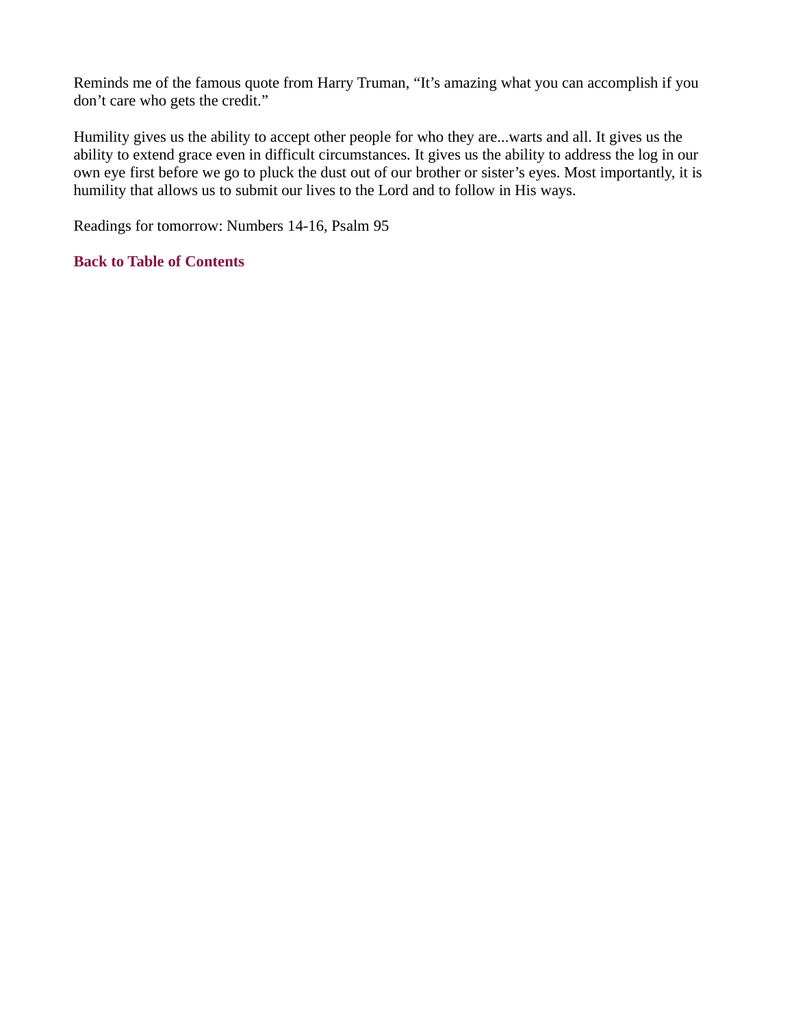Reminds me of the famous quote from Harry Truman, “It’s amazing what you can accomplish if you don’t care who gets the credit.”

Humility gives us the ability to accept other people for who they are...warts and all. It gives us the ability to extend grace even in difficult circumstances. It gives us the ability to address the log in our own eye first before we go to pluck the dust out of our brother or sister’s eyes. Most importantly, it is humility that allows us to submit our lives to the Lord and to follow in His ways.

Readings for tomorrow: Numbers 14-16, Psalm 95

**Back to Table of Contents**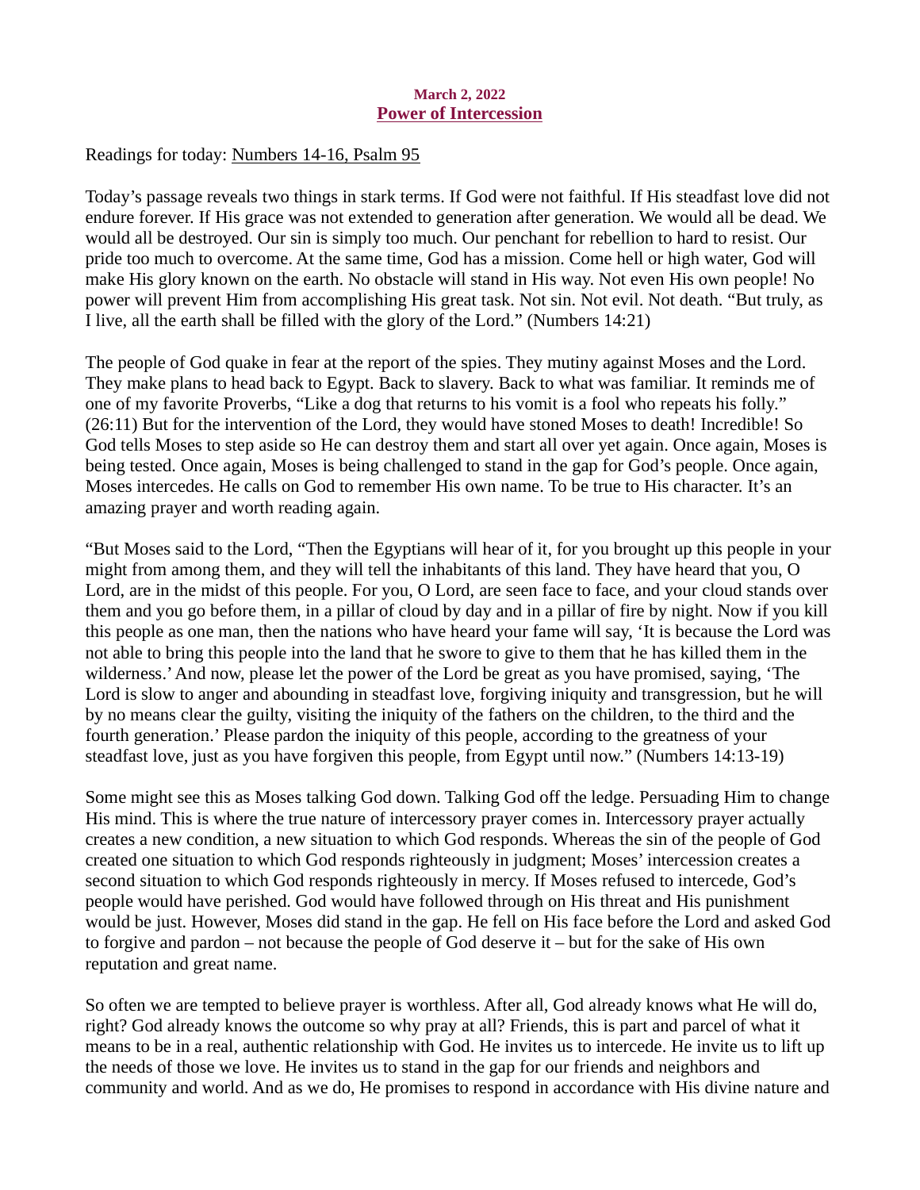March 2, 2022

## Power of Intercession

Readings for today: Numbers 14-16, Psalm 95

Today's passage reveals two things in stark terms. If God were not faithful. If His steadfast love did not endure forever. If His grace was not extended to generation after generation. We would all be dead. We would all be destroyed. Our sin is simply too much. Our penchant for rebellion to hard to resist. Our pride too much to overcome. At the same time, God has a mission. Come hell or high water, God will make His glory known on the earth. No obstacle will stand in His way. Not even His own people! No power will prevent Him from accomplishing His great task. Not sin. Not evil. Not death. "But truly, as I live, all the earth shall be filled with the glory of the Lord." (Numbers 14:21)

The people of God quake in fear at the report of the spies. They mutiny against Moses and the Lord. They make plans to head back to Egypt. Back to slavery. Back to what was familiar. It reminds me of one of my favorite Proverbs, "Like a dog that returns to his vomit is a fool who repeats his folly." (26:11) But for the intervention of the Lord, they would have stoned Moses to death! Incredible! So God tells Moses to step aside so He can destroy them and start all over yet again. Once again, Moses is being tested. Once again, Moses is being challenged to stand in the gap for God's people. Once again, Moses intercedes. He calls on God to remember His own name. To be true to His character. It's an amazing prayer and worth reading again.

"But Moses said to the Lord, "Then the Egyptians will hear of it, for you brought up this people in your might from among them, and they will tell the inhabitants of this land. They have heard that you, O Lord, are in the midst of this people. For you, O Lord, are seen face to face, and your cloud stands over them and you go before them, in a pillar of cloud by day and in a pillar of fire by night. Now if you kill this people as one man, then the nations who have heard your fame will say, 'It is because the Lord was not able to bring this people into the land that he swore to give to them that he has killed them in the wilderness.' And now, please let the power of the Lord be great as you have promised, saying, 'The Lord is slow to anger and abounding in steadfast love, forgiving iniquity and transgression, but he will by no means clear the guilty, visiting the iniquity of the fathers on the children, to the third and the fourth generation.' Please pardon the iniquity of this people, according to the greatness of your steadfast love, just as you have forgiven this people, from Egypt until now." (Numbers 14:13-19)

Some might see this as Moses talking God down. Talking God off the ledge. Persuading Him to change His mind. This is where the true nature of intercessory prayer comes in. Intercessory prayer actually creates a new condition, a new situation to which God responds. Whereas the sin of the people of God created one situation to which God responds righteously in judgment; Moses' intercession creates a second situation to which God responds righteously in mercy. If Moses refused to intercede, God's people would have perished. God would have followed through on His threat and His punishment would be just. However, Moses did stand in the gap. He fell on His face before the Lord and asked God to forgive and pardon – not because the people of God deserve it – but for the sake of His own reputation and great name.

So often we are tempted to believe prayer is worthless. After all, God already knows what He will do, right? God already knows the outcome so why pray at all? Friends, this is part and parcel of what it means to be in a real, authentic relationship with God. He invites us to intercede. He invite us to lift up the needs of those we love. He invites us to stand in the gap for our friends and neighbors and community and world. And as we do, He promises to respond in accordance with His divine nature and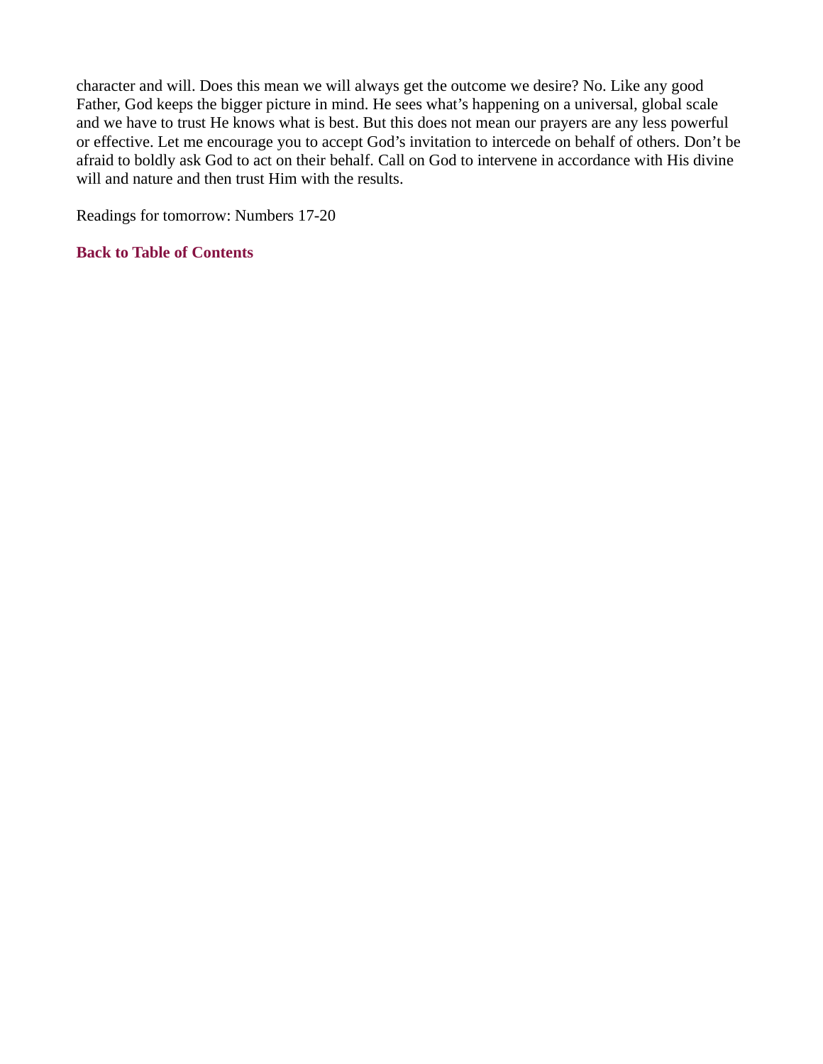character and will. Does this mean we will always get the outcome we desire? No. Like any good Father, God keeps the bigger picture in mind. He sees what's happening on a universal, global scale and we have to trust He knows what is best. But this does not mean our prayers are any less powerful or effective. Let me encourage you to accept God's invitation to intercede on behalf of others. Don't be afraid to boldly ask God to act on their behalf. Call on God to intervene in accordance with His divine will and nature and then trust Him with the results.

Readings for tomorrow: Numbers 17-20

**Back to Table of Contents**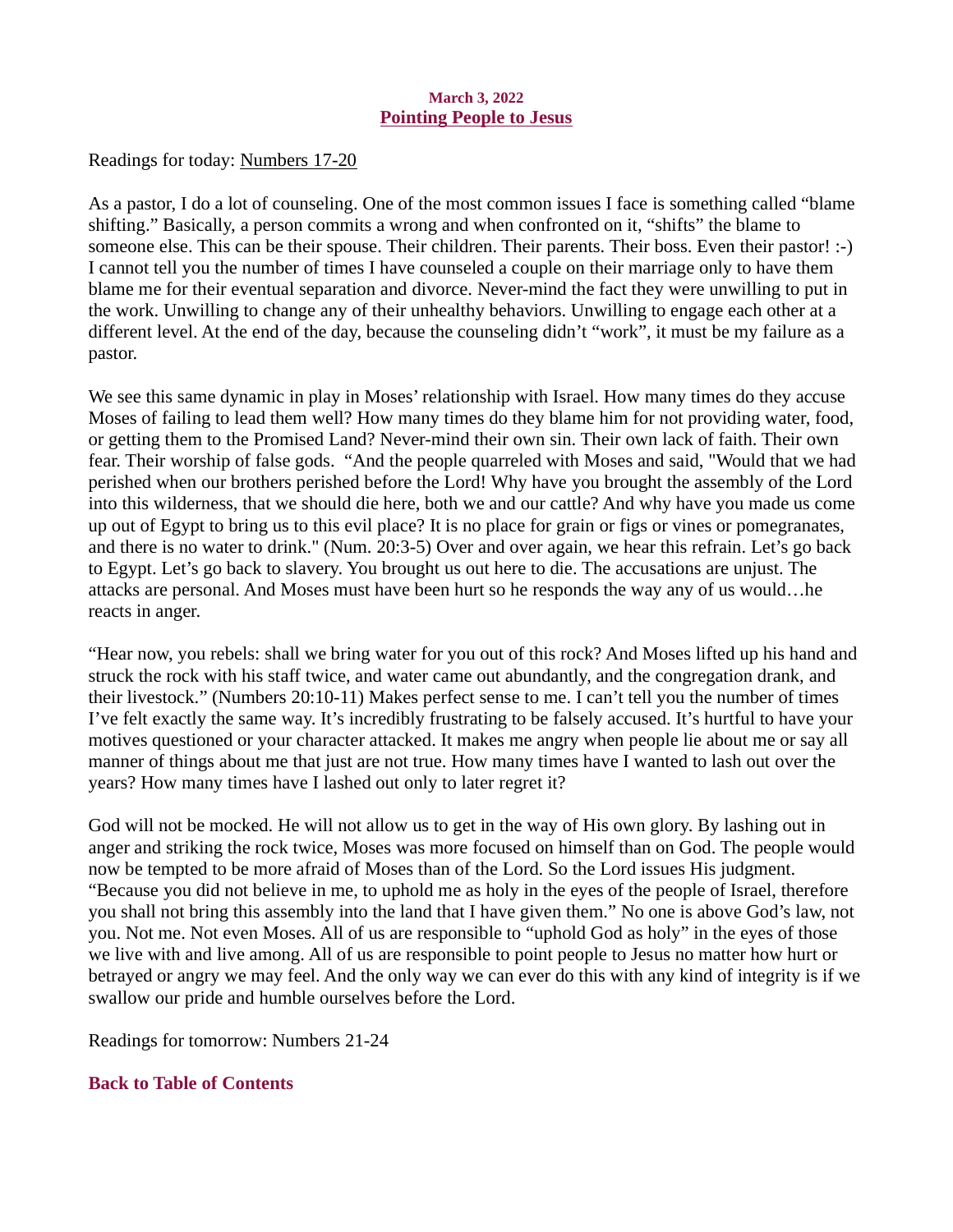**March 3, 2022**

## Pointing People to Jesus

Readings for today: Numbers 17-20

As a pastor, I do a lot of counseling. One of the most common issues I face is something called "blame shifting." Basically, a person commits a wrong and when confronted on it, "shifts" the blame to someone else. This can be their spouse. Their children. Their parents. Their boss. Even their pastor! :-) I cannot tell you the number of times I have counseled a couple on their marriage only to have them blame me for their eventual separation and divorce. Never-mind the fact they were unwilling to put in the work. Unwilling to change any of their unhealthy behaviors. Unwilling to engage each other at a different level. At the end of the day, because the counseling didn't "work", it must be my failure as a pastor.

We see this same dynamic in play in Moses' relationship with Israel. How many times do they accuse Moses of failing to lead them well? How many times do they blame him for not providing water, food, or getting them to the Promised Land? Never-mind their own sin. Their own lack of faith. Their own fear. Their worship of false gods. "And the people quarreled with Moses and said, "Would that we had perished when our brothers perished before the Lord! Why have you brought the assembly of the Lord into this wilderness, that we should die here, both we and our cattle? And why have you made us come up out of Egypt to bring us to this evil place? It is no place for grain or figs or vines or pomegranates, and there is no water to drink." (Num. 20:3-5) Over and over again, we hear this refrain. Let's go back to Egypt. Let's go back to slavery. You brought us out here to die. The accusations are unjust. The attacks are personal. And Moses must have been hurt so he responds the way any of us would…he reacts in anger.

"Hear now, you rebels: shall we bring water for you out of this rock? And Moses lifted up his hand and struck the rock with his staff twice, and water came out abundantly, and the congregation drank, and their livestock." (Numbers 20:10-11) Makes perfect sense to me. I can't tell you the number of times I've felt exactly the same way. It's incredibly frustrating to be falsely accused. It's hurtful to have your motives questioned or your character attacked. It makes me angry when people lie about me or say all manner of things about me that just are not true. How many times have I wanted to lash out over the years? How many times have I lashed out only to later regret it?

God will not be mocked. He will not allow us to get in the way of His own glory. By lashing out in anger and striking the rock twice, Moses was more focused on himself than on God. The people would now be tempted to be more afraid of Moses than of the Lord. So the Lord issues His judgment. "Because you did not believe in me, to uphold me as holy in the eyes of the people of Israel, therefore you shall not bring this assembly into the land that I have given them." No one is above God's law, not you. Not me. Not even Moses. All of us are responsible to "uphold God as holy" in the eyes of those we live with and live among. All of us are responsible to point people to Jesus no matter how hurt or betrayed or angry we may feel. And the only way we can ever do this with any kind of integrity is if we swallow our pride and humble ourselves before the Lord.

Readings for tomorrow: Numbers 21-24

**Back to Table of Contents**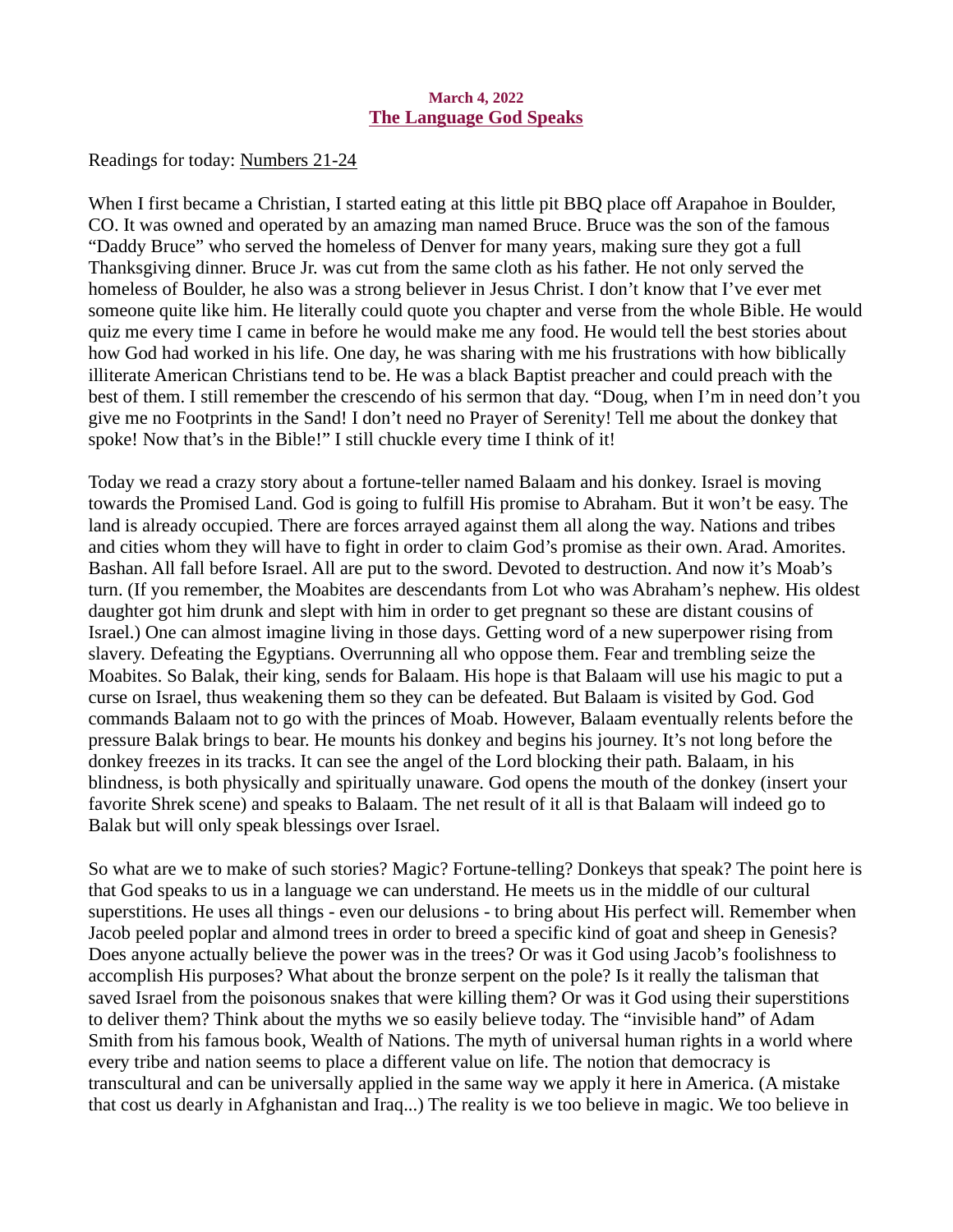**March 4, 2022**

## The Language God Speaks

Readings for today: Numbers 21-24

When I first became a Christian, I started eating at this little pit BBQ place off Arapahoe in Boulder, CO. It was owned and operated by an amazing man named Bruce. Bruce was the son of the famous "Daddy Bruce" who served the homeless of Denver for many years, making sure they got a full Thanksgiving dinner. Bruce Jr. was cut from the same cloth as his father. He not only served the homeless of Boulder, he also was a strong believer in Jesus Christ. I don't know that I've ever met someone quite like him. He literally could quote you chapter and verse from the whole Bible. He would quiz me every time I came in before he would make me any food. He would tell the best stories about how God had worked in his life. One day, he was sharing with me his frustrations with how biblically illiterate American Christians tend to be. He was a black Baptist preacher and could preach with the best of them. I still remember the crescendo of his sermon that day. "Doug, when I'm in need don't you give me no Footprints in the Sand! I don't need no Prayer of Serenity! Tell me about the donkey that spoke! Now that's in the Bible!" I still chuckle every time I think of it!

Today we read a crazy story about a fortune-teller named Balaam and his donkey. Israel is moving towards the Promised Land. God is going to fulfill His promise to Abraham. But it won't be easy. The land is already occupied. There are forces arrayed against them all along the way. Nations and tribes and cities whom they will have to fight in order to claim God's promise as their own. Arad. Amorites. Bashan. All fall before Israel. All are put to the sword. Devoted to destruction. And now it's Moab's turn. (If you remember, the Moabites are descendants from Lot who was Abraham's nephew. His oldest daughter got him drunk and slept with him in order to get pregnant so these are distant cousins of Israel.) One can almost imagine living in those days. Getting word of a new superpower rising from slavery. Defeating the Egyptians. Overrunning all who oppose them. Fear and trembling seize the Moabites. So Balak, their king, sends for Balaam. His hope is that Balaam will use his magic to put a curse on Israel, thus weakening them so they can be defeated. But Balaam is visited by God. God commands Balaam not to go with the princes of Moab. However, Balaam eventually relents before the pressure Balak brings to bear. He mounts his donkey and begins his journey. It's not long before the donkey freezes in its tracks. It can see the angel of the Lord blocking their path. Balaam, in his blindness, is both physically and spiritually unaware. God opens the mouth of the donkey (insert your favorite Shrek scene) and speaks to Balaam. The net result of it all is that Balaam will indeed go to Balak but will only speak blessings over Israel.

So what are we to make of such stories? Magic? Fortune-telling? Donkeys that speak? The point here is that God speaks to us in a language we can understand. He meets us in the middle of our cultural superstitions. He uses all things - even our delusions - to bring about His perfect will. Remember when Jacob peeled poplar and almond trees in order to breed a specific kind of goat and sheep in Genesis? Does anyone actually believe the power was in the trees? Or was it God using Jacob's foolishness to accomplish His purposes? What about the bronze serpent on the pole? Is it really the talisman that saved Israel from the poisonous snakes that were killing them? Or was it God using their superstitions to deliver them? Think about the myths we so easily believe today. The "invisible hand" of Adam Smith from his famous book, Wealth of Nations. The myth of universal human rights in a world where every tribe and nation seems to place a different value on life. The notion that democracy is transcultural and can be universally applied in the same way we apply it here in America. (A mistake that cost us dearly in Afghanistan and Iraq...) The reality is we too believe in magic. We too believe in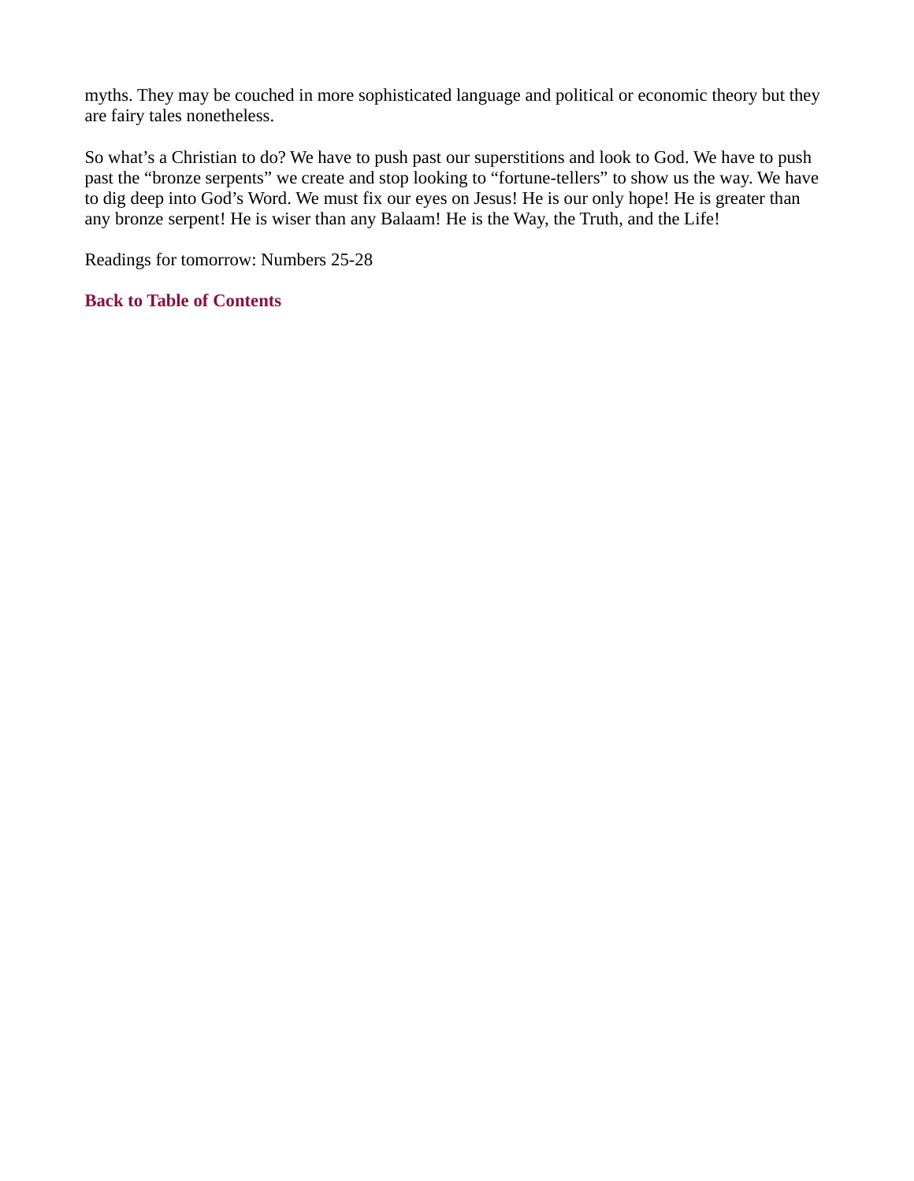myths. They may be couched in more sophisticated language and political or economic theory but they are fairy tales nonetheless.

So what's a Christian to do? We have to push past our superstitions and look to God. We have to push past the "bronze serpents" we create and stop looking to "fortune-tellers" to show us the way. We have to dig deep into God's Word. We must fix our eyes on Jesus! He is our only hope! He is greater than any bronze serpent! He is wiser than any Balaam! He is the Way, the Truth, and the Life!

Readings for tomorrow: Numbers 25-28

**Back to Table of Contents**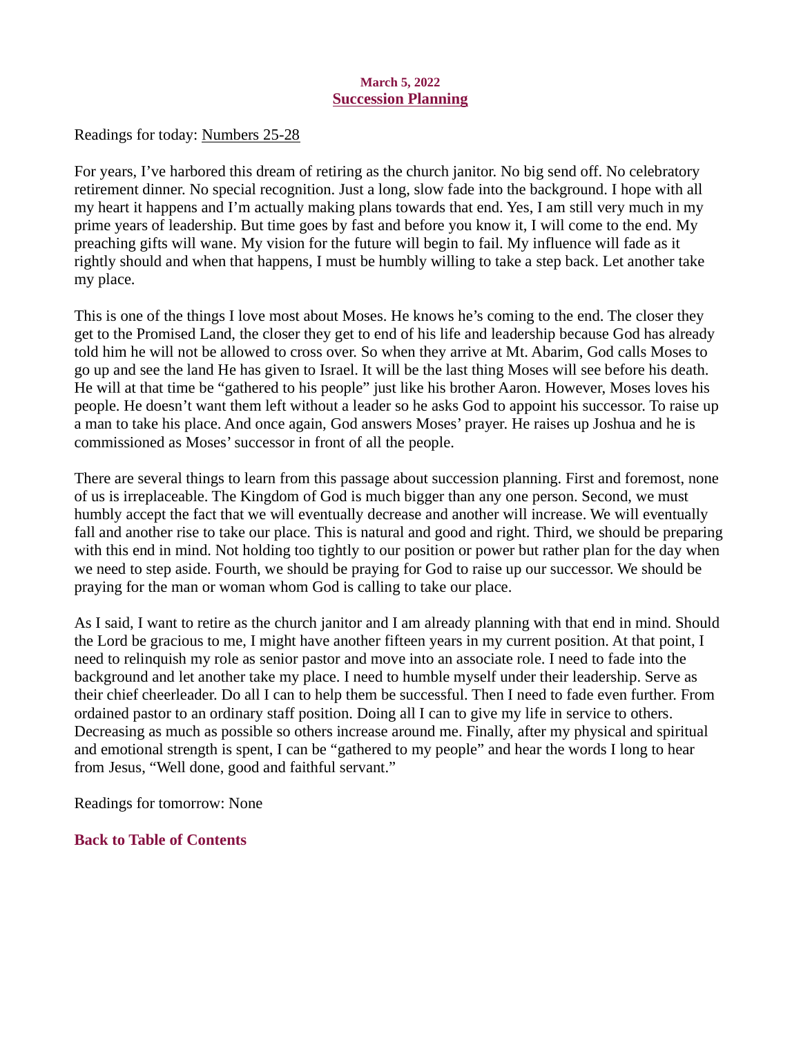**March 5, 2022**

## Succession Planning

Readings for today: Numbers 25-28

For years, I've harbored this dream of retiring as the church janitor. No big send off. No celebratory retirement dinner. No special recognition. Just a long, slow fade into the background. I hope with all my heart it happens and I'm actually making plans towards that end. Yes, I am still very much in my prime years of leadership. But time goes by fast and before you know it, I will come to the end. My preaching gifts will wane. My vision for the future will begin to fail. My influence will fade as it rightly should and when that happens, I must be humbly willing to take a step back. Let another take my place.

This is one of the things I love most about Moses. He knows he's coming to the end. The closer they get to the Promised Land, the closer they get to end of his life and leadership because God has already told him he will not be allowed to cross over. So when they arrive at Mt. Abarim, God calls Moses to go up and see the land He has given to Israel. It will be the last thing Moses will see before his death. He will at that time be "gathered to his people" just like his brother Aaron. However, Moses loves his people. He doesn't want them left without a leader so he asks God to appoint his successor. To raise up a man to take his place. And once again, God answers Moses' prayer. He raises up Joshua and he is commissioned as Moses' successor in front of all the people.

There are several things to learn from this passage about succession planning. First and foremost, none of us is irreplaceable. The Kingdom of God is much bigger than any one person. Second, we must humbly accept the fact that we will eventually decrease and another will increase. We will eventually fall and another rise to take our place. This is natural and good and right. Third, we should be preparing with this end in mind. Not holding too tightly to our position or power but rather plan for the day when we need to step aside. Fourth, we should be praying for God to raise up our successor. We should be praying for the man or woman whom God is calling to take our place.

As I said, I want to retire as the church janitor and I am already planning with that end in mind. Should the Lord be gracious to me, I might have another fifteen years in my current position. At that point, I need to relinquish my role as senior pastor and move into an associate role. I need to fade into the background and let another take my place. I need to humble myself under their leadership. Serve as their chief cheerleader. Do all I can to help them be successful. Then I need to fade even further. From ordained pastor to an ordinary staff position. Doing all I can to give my life in service to others. Decreasing as much as possible so others increase around me. Finally, after my physical and spiritual and emotional strength is spent, I can be "gathered to my people" and hear the words I long to hear from Jesus, "Well done, good and faithful servant."

Readings for tomorrow: None

**Back to Table of Contents**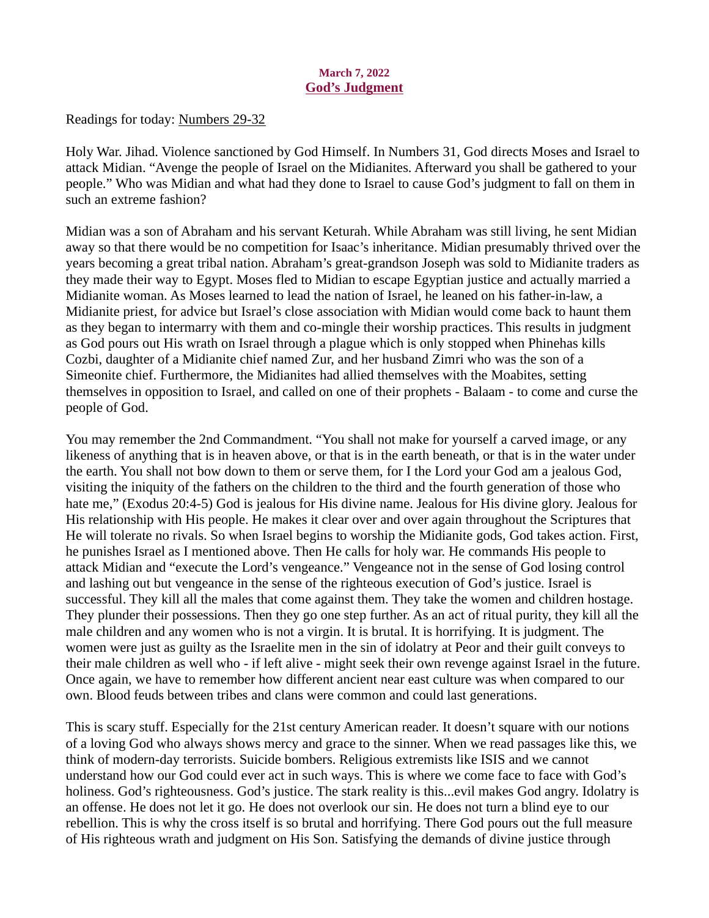**March 7, 2022**
## God's Judgment

Readings for today: Numbers 29-32

Holy War. Jihad. Violence sanctioned by God Himself. In Numbers 31, God directs Moses and Israel to attack Midian. "Avenge the people of Israel on the Midianites. Afterward you shall be gathered to your people." Who was Midian and what had they done to Israel to cause God's judgment to fall on them in such an extreme fashion?

Midian was a son of Abraham and his servant Keturah. While Abraham was still living, he sent Midian away so that there would be no competition for Isaac's inheritance. Midian presumably thrived over the years becoming a great tribal nation. Abraham's great-grandson Joseph was sold to Midianite traders as they made their way to Egypt. Moses fled to Midian to escape Egyptian justice and actually married a Midianite woman. As Moses learned to lead the nation of Israel, he leaned on his father-in-law, a Midianite priest, for advice but Israel's close association with Midian would come back to haunt them as they began to intermarry with them and co-mingle their worship practices. This results in judgment as God pours out His wrath on Israel through a plague which is only stopped when Phinehas kills Cozbi, daughter of a Midianite chief named Zur, and her husband Zimri who was the son of a Simeonite chief. Furthermore, the Midianites had allied themselves with the Moabites, setting themselves in opposition to Israel, and called on one of their prophets - Balaam - to come and curse the people of God.

You may remember the 2nd Commandment. "You shall not make for yourself a carved image, or any likeness of anything that is in heaven above, or that is in the earth beneath, or that is in the water under the earth. You shall not bow down to them or serve them, for I the Lord your God am a jealous God, visiting the iniquity of the fathers on the children to the third and the fourth generation of those who hate me," (Exodus 20:4-5) God is jealous for His divine name. Jealous for His divine glory. Jealous for His relationship with His people. He makes it clear over and over again throughout the Scriptures that He will tolerate no rivals. So when Israel begins to worship the Midianite gods, God takes action. First, he punishes Israel as I mentioned above. Then He calls for holy war. He commands His people to attack Midian and "execute the Lord's vengeance." Vengeance not in the sense of God losing control and lashing out but vengeance in the sense of the righteous execution of God's justice. Israel is successful. They kill all the males that come against them. They take the women and children hostage. They plunder their possessions. Then they go one step further. As an act of ritual purity, they kill all the male children and any women who is not a virgin. It is brutal. It is horrifying. It is judgment. The women were just as guilty as the Israelite men in the sin of idolatry at Peor and their guilt conveys to their male children as well who - if left alive - might seek their own revenge against Israel in the future. Once again, we have to remember how different ancient near east culture was when compared to our own. Blood feuds between tribes and clans were common and could last generations.

This is scary stuff. Especially for the 21st century American reader. It doesn't square with our notions of a loving God who always shows mercy and grace to the sinner. When we read passages like this, we think of modern-day terrorists. Suicide bombers. Religious extremists like ISIS and we cannot understand how our God could ever act in such ways. This is where we come face to face with God's holiness. God's righteousness. God's justice. The stark reality is this...evil makes God angry. Idolatry is an offense. He does not let it go. He does not overlook our sin. He does not turn a blind eye to our rebellion. This is why the cross itself is so brutal and horrifying. There God pours out the full measure of His righteous wrath and judgment on His Son. Satisfying the demands of divine justice through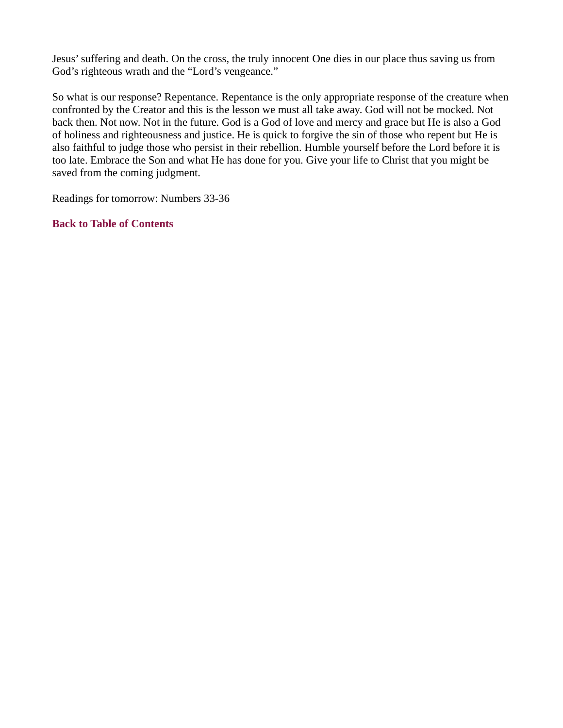Jesus' suffering and death. On the cross, the truly innocent One dies in our place thus saving us from God's righteous wrath and the "Lord's vengeance."

So what is our response? Repentance. Repentance is the only appropriate response of the creature when confronted by the Creator and this is the lesson we must all take away. God will not be mocked. Not back then. Not now. Not in the future. God is a God of love and mercy and grace but He is also a God of holiness and righteousness and justice. He is quick to forgive the sin of those who repent but He is also faithful to judge those who persist in their rebellion. Humble yourself before the Lord before it is too late. Embrace the Son and what He has done for you. Give your life to Christ that you might be saved from the coming judgment.

Readings for tomorrow: Numbers 33-36

**Back to Table of Contents**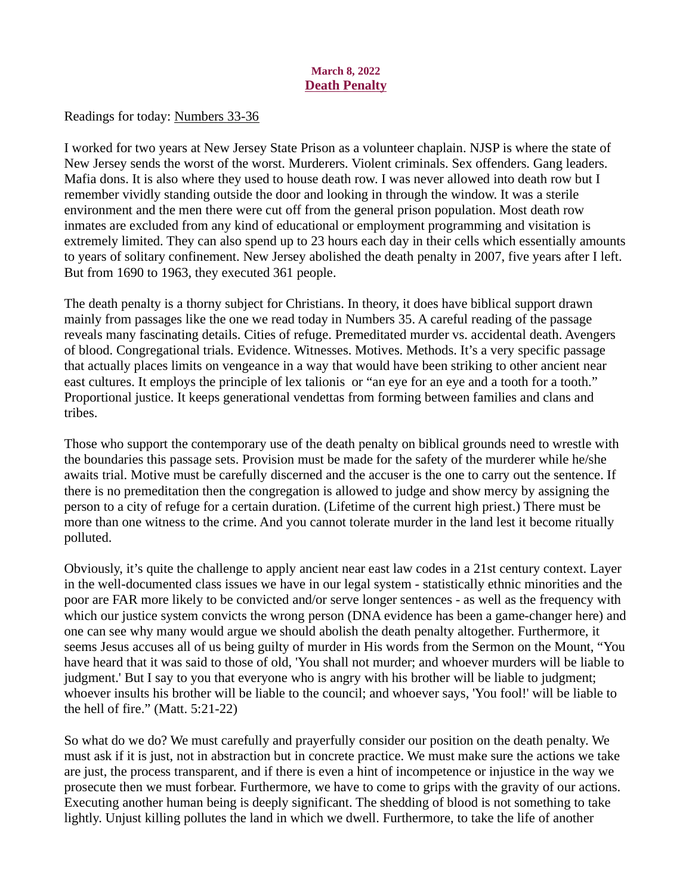**March 8, 2022**

## Death Penalty

Readings for today: Numbers 33-36

I worked for two years at New Jersey State Prison as a volunteer chaplain. NJSP is where the state of New Jersey sends the worst of the worst. Murderers. Violent criminals. Sex offenders. Gang leaders. Mafia dons. It is also where they used to house death row. I was never allowed into death row but I remember vividly standing outside the door and looking in through the window. It was a sterile environment and the men there were cut off from the general prison population. Most death row inmates are excluded from any kind of educational or employment programming and visitation is extremely limited. They can also spend up to 23 hours each day in their cells which essentially amounts to years of solitary confinement. New Jersey abolished the death penalty in 2007, five years after I left. But from 1690 to 1963, they executed 361 people.

The death penalty is a thorny subject for Christians. In theory, it does have biblical support drawn mainly from passages like the one we read today in Numbers 35. A careful reading of the passage reveals many fascinating details. Cities of refuge. Premeditated murder vs. accidental death. Avengers of blood. Congregational trials. Evidence. Witnesses. Motives. Methods. It's a very specific passage that actually places limits on vengeance in a way that would have been striking to other ancient near east cultures. It employs the principle of lex talionis or "an eye for an eye and a tooth for a tooth." Proportional justice. It keeps generational vendettas from forming between families and clans and tribes.

Those who support the contemporary use of the death penalty on biblical grounds need to wrestle with the boundaries this passage sets. Provision must be made for the safety of the murderer while he/she awaits trial. Motive must be carefully discerned and the accuser is the one to carry out the sentence. If there is no premeditation then the congregation is allowed to judge and show mercy by assigning the person to a city of refuge for a certain duration. (Lifetime of the current high priest.) There must be more than one witness to the crime. And you cannot tolerate murder in the land lest it become ritually polluted.

Obviously, it's quite the challenge to apply ancient near east law codes in a 21st century context. Layer in the well-documented class issues we have in our legal system - statistically ethnic minorities and the poor are FAR more likely to be convicted and/or serve longer sentences - as well as the frequency with which our justice system convicts the wrong person (DNA evidence has been a game-changer here) and one can see why many would argue we should abolish the death penalty altogether. Furthermore, it seems Jesus accuses all of us being guilty of murder in His words from the Sermon on the Mount, "You have heard that it was said to those of old, 'You shall not murder; and whoever murders will be liable to judgment.' But I say to you that everyone who is angry with his brother will be liable to judgment; whoever insults his brother will be liable to the council; and whoever says, 'You fool!' will be liable to the hell of fire." (Matt. 5:21-22)

So what do we do? We must carefully and prayerfully consider our position on the death penalty. We must ask if it is just, not in abstraction but in concrete practice. We must make sure the actions we take are just, the process transparent, and if there is even a hint of incompetence or injustice in the way we prosecute then we must forbear. Furthermore, we have to come to grips with the gravity of our actions. Executing another human being is deeply significant. The shedding of blood is not something to take lightly. Unjust killing pollutes the land in which we dwell. Furthermore, to take the life of another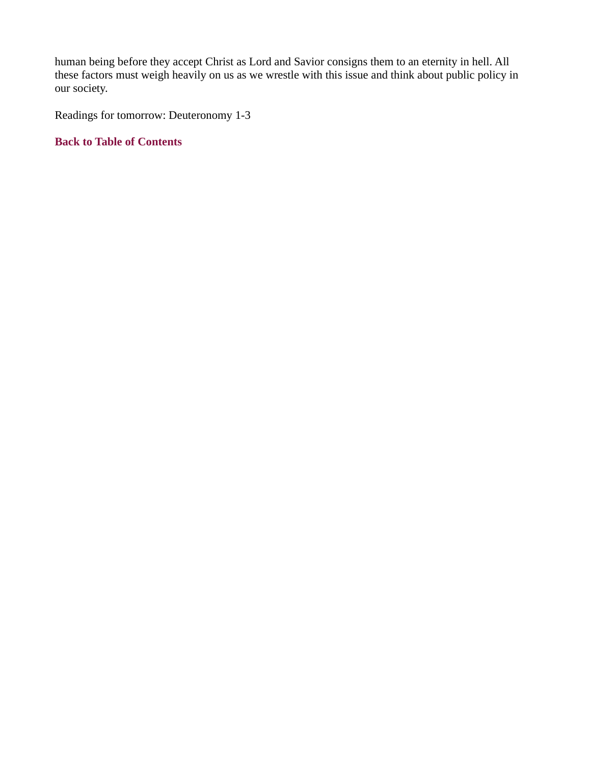human being before they accept Christ as Lord and Savior consigns them to an eternity in hell. All these factors must weigh heavily on us as we wrestle with this issue and think about public policy in our society.

Readings for tomorrow: Deuteronomy 1-3

**Back to Table of Contents**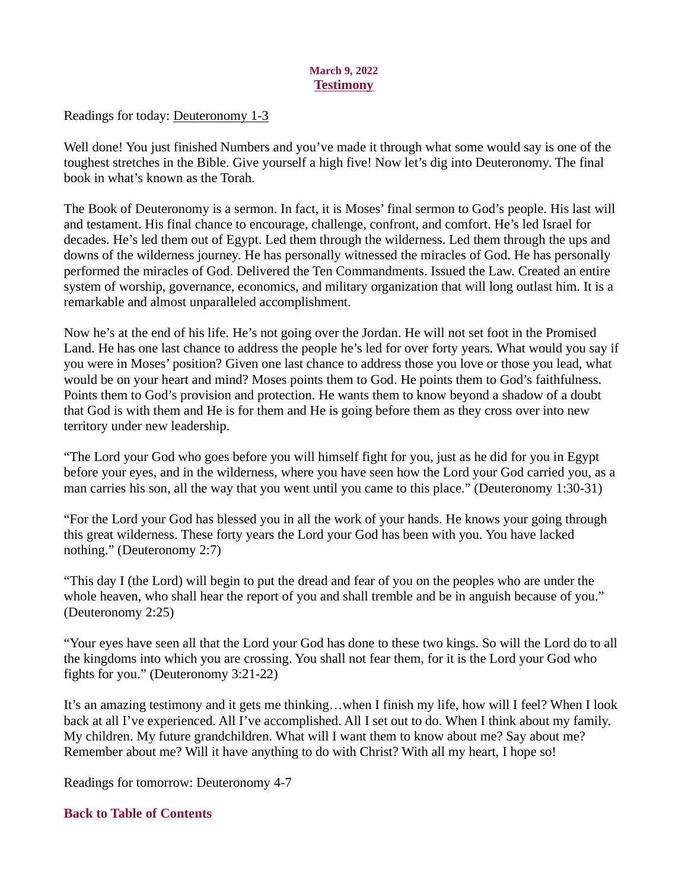**March 9, 2022**

## Testimony

Readings for today: Deuteronomy 1-3

Well done! You just finished Numbers and you've made it through what some would say is one of the toughest stretches in the Bible. Give yourself a high five! Now let's dig into Deuteronomy. The final book in what's known as the Torah.

The Book of Deuteronomy is a sermon. In fact, it is Moses' final sermon to God's people. His last will and testament. His final chance to encourage, challenge, confront, and comfort. He's led Israel for decades. He's led them out of Egypt. Led them through the wilderness. Led them through the ups and downs of the wilderness journey. He has personally witnessed the miracles of God. He has personally performed the miracles of God. Delivered the Ten Commandments. Issued the Law. Created an entire system of worship, governance, economics, and military organization that will long outlast him. It is a remarkable and almost unparalleled accomplishment.

Now he's at the end of his life. He's not going over the Jordan. He will not set foot in the Promised Land. He has one last chance to address the people he's led for over forty years. What would you say if you were in Moses' position? Given one last chance to address those you love or those you lead, what would be on your heart and mind? Moses points them to God. He points them to God's faithfulness. Points them to God's provision and protection. He wants them to know beyond a shadow of a doubt that God is with them and He is for them and He is going before them as they cross over into new territory under new leadership.

"The Lord your God who goes before you will himself fight for you, just as he did for you in Egypt before your eyes, and in the wilderness, where you have seen how the Lord your God carried you, as a man carries his son, all the way that you went until you came to this place." (Deuteronomy 1:30-31)

"For the Lord your God has blessed you in all the work of your hands. He knows your going through this great wilderness. These forty years the Lord your God has been with you. You have lacked nothing." (Deuteronomy 2:7)

"This day I (the Lord) will begin to put the dread and fear of you on the peoples who are under the whole heaven, who shall hear the report of you and shall tremble and be in anguish because of you." (Deuteronomy 2:25)

"Your eyes have seen all that the Lord your God has done to these two kings. So will the Lord do to all the kingdoms into which you are crossing. You shall not fear them, for it is the Lord your God who fights for you." (Deuteronomy 3:21-22)

It's an amazing testimony and it gets me thinking…when I finish my life, how will I feel? When I look back at all I've experienced. All I've accomplished. All I set out to do. When I think about my family. My children. My future grandchildren. What will I want them to know about me? Say about me? Remember about me? Will it have anything to do with Christ? With all my heart, I hope so!

Readings for tomorrow: Deuteronomy 4-7

**Back to Table of Contents**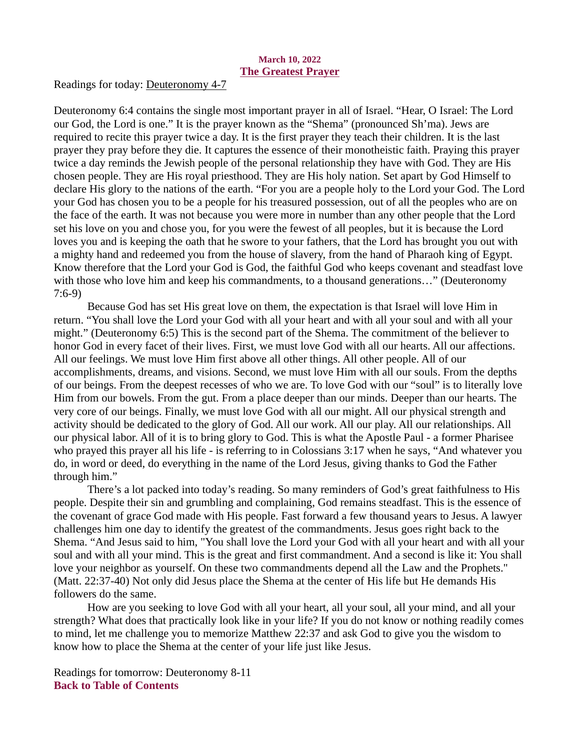**March 10, 2022**

## The Greatest Prayer

Readings for today: Deuteronomy 4-7

Deuteronomy 6:4 contains the single most important prayer in all of Israel. “Hear, O Israel: The Lord our God, the Lord is one.” It is the prayer known as the “Shema” (pronounced Sh’ma). Jews are required to recite this prayer twice a day. It is the first prayer they teach their children. It is the last prayer they pray before they die. It captures the essence of their monotheistic faith. Praying this prayer twice a day reminds the Jewish people of the personal relationship they have with God. They are His chosen people. They are His royal priesthood. They are His holy nation. Set apart by God Himself to declare His glory to the nations of the earth. “For you are a people holy to the Lord your God. The Lord your God has chosen you to be a people for his treasured possession, out of all the peoples who are on the face of the earth. It was not because you were more in number than any other people that the Lord set his love on you and chose you, for you were the fewest of all peoples, but it is because the Lord loves you and is keeping the oath that he swore to your fathers, that the Lord has brought you out with a mighty hand and redeemed you from the house of slavery, from the hand of Pharaoh king of Egypt. Know therefore that the Lord your God is God, the faithful God who keeps covenant and steadfast love with those who love him and keep his commandments, to a thousand generations…” (Deuteronomy 7:6-9)

Because God has set His great love on them, the expectation is that Israel will love Him in return. “You shall love the Lord your God with all your heart and with all your soul and with all your might.” (Deuteronomy 6:5) This is the second part of the Shema. The commitment of the believer to honor God in every facet of their lives. First, we must love God with all our hearts. All our affections. All our feelings. We must love Him first above all other things. All other people. All of our accomplishments, dreams, and visions. Second, we must love Him with all our souls. From the depths of our beings. From the deepest recesses of who we are. To love God with our “soul” is to literally love Him from our bowels. From the gut. From a place deeper than our minds. Deeper than our hearts. The very core of our beings. Finally, we must love God with all our might. All our physical strength and activity should be dedicated to the glory of God. All our work. All our play. All our relationships. All our physical labor. All of it is to bring glory to God. This is what the Apostle Paul - a former Pharisee who prayed this prayer all his life - is referring to in Colossians 3:17 when he says, “And whatever you do, in word or deed, do everything in the name of the Lord Jesus, giving thanks to God the Father through him.”

There’s a lot packed into today’s reading. So many reminders of God’s great faithfulness to His people. Despite their sin and grumbling and complaining, God remains steadfast. This is the essence of the covenant of grace God made with His people. Fast forward a few thousand years to Jesus. A lawyer challenges him one day to identify the greatest of the commandments. Jesus goes right back to the Shema. “And Jesus said to him, "You shall love the Lord your God with all your heart and with all your soul and with all your mind. This is the great and first commandment. And a second is like it: You shall love your neighbor as yourself. On these two commandments depend all the Law and the Prophets." (Matt. 22:37-40) Not only did Jesus place the Shema at the center of His life but He demands His followers do the same.

How are you seeking to love God with all your heart, all your soul, all your mind, and all your strength? What does that practically look like in your life? If you do not know or nothing readily comes to mind, let me challenge you to memorize Matthew 22:37 and ask God to give you the wisdom to know how to place the Shema at the center of your life just like Jesus.

Readings for tomorrow: Deuteronomy 8-11

**Back to Table of Contents**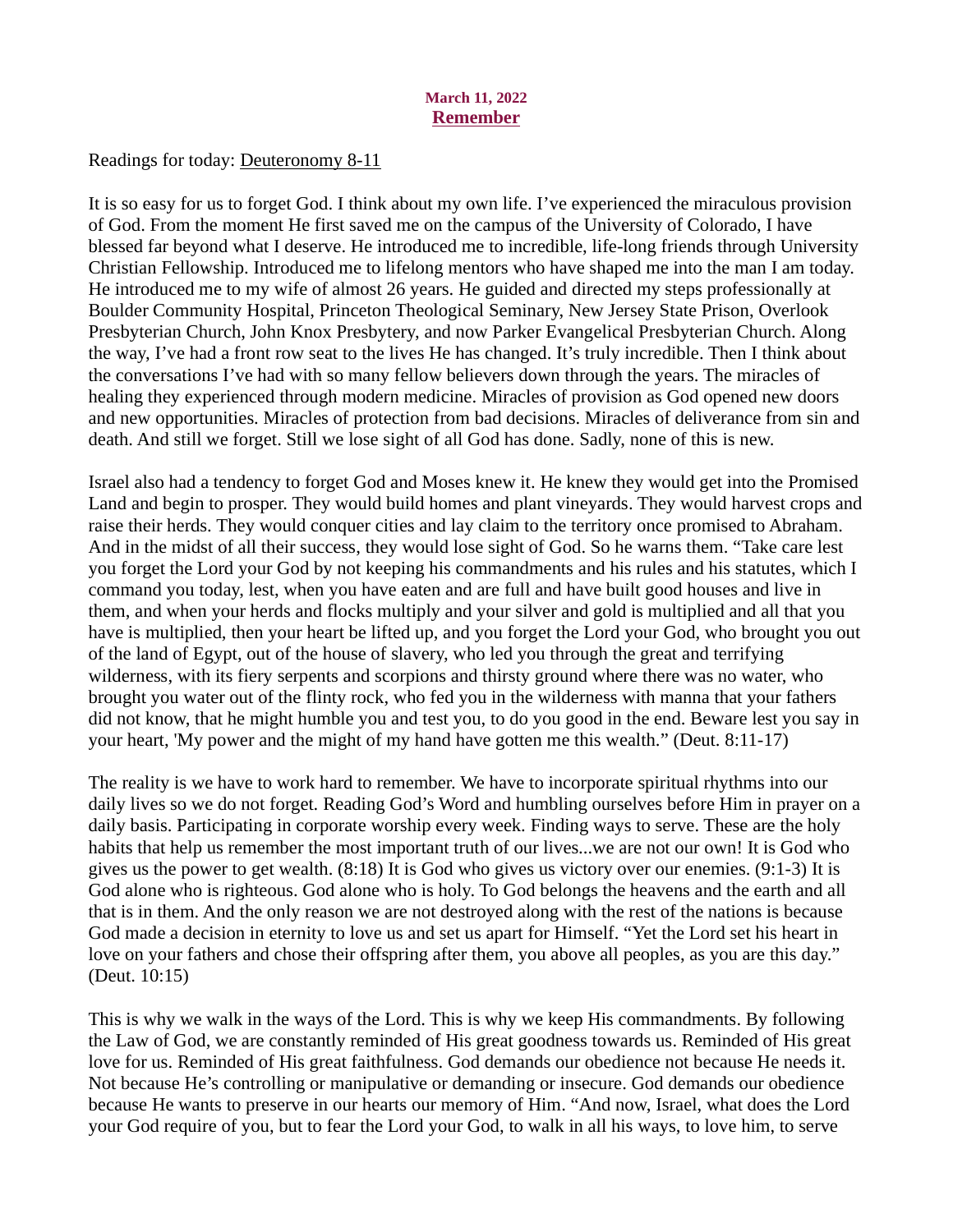March 11, 2022

## Remember

Readings for today: Deuteronomy 8-11

It is so easy for us to forget God. I think about my own life. I've experienced the miraculous provision of God. From the moment He first saved me on the campus of the University of Colorado, I have blessed far beyond what I deserve. He introduced me to incredible, life-long friends through University Christian Fellowship. Introduced me to lifelong mentors who have shaped me into the man I am today. He introduced me to my wife of almost 26 years. He guided and directed my steps professionally at Boulder Community Hospital, Princeton Theological Seminary, New Jersey State Prison, Overlook Presbyterian Church, John Knox Presbytery, and now Parker Evangelical Presbyterian Church. Along the way, I've had a front row seat to the lives He has changed. It's truly incredible. Then I think about the conversations I've had with so many fellow believers down through the years. The miracles of healing they experienced through modern medicine. Miracles of provision as God opened new doors and new opportunities. Miracles of protection from bad decisions. Miracles of deliverance from sin and death. And still we forget. Still we lose sight of all God has done. Sadly, none of this is new.

Israel also had a tendency to forget God and Moses knew it. He knew they would get into the Promised Land and begin to prosper. They would build homes and plant vineyards. They would harvest crops and raise their herds. They would conquer cities and lay claim to the territory once promised to Abraham. And in the midst of all their success, they would lose sight of God. So he warns them. "Take care lest you forget the Lord your God by not keeping his commandments and his rules and his statutes, which I command you today, lest, when you have eaten and are full and have built good houses and live in them, and when your herds and flocks multiply and your silver and gold is multiplied and all that you have is multiplied, then your heart be lifted up, and you forget the Lord your God, who brought you out of the land of Egypt, out of the house of slavery, who led you through the great and terrifying wilderness, with its fiery serpents and scorpions and thirsty ground where there was no water, who brought you water out of the flinty rock, who fed you in the wilderness with manna that your fathers did not know, that he might humble you and test you, to do you good in the end. Beware lest you say in your heart, 'My power and the might of my hand have gotten me this wealth." (Deut. 8:11-17)

The reality is we have to work hard to remember. We have to incorporate spiritual rhythms into our daily lives so we do not forget. Reading God's Word and humbling ourselves before Him in prayer on a daily basis. Participating in corporate worship every week. Finding ways to serve. These are the holy habits that help us remember the most important truth of our lives...we are not our own! It is God who gives us the power to get wealth. (8:18) It is God who gives us victory over our enemies. (9:1-3) It is God alone who is righteous. God alone who is holy. To God belongs the heavens and the earth and all that is in them. And the only reason we are not destroyed along with the rest of the nations is because God made a decision in eternity to love us and set us apart for Himself. "Yet the Lord set his heart in love on your fathers and chose their offspring after them, you above all peoples, as you are this day." (Deut. 10:15)

This is why we walk in the ways of the Lord. This is why we keep His commandments. By following the Law of God, we are constantly reminded of His great goodness towards us. Reminded of His great love for us. Reminded of His great faithfulness. God demands our obedience not because He needs it. Not because He's controlling or manipulative or demanding or insecure. God demands our obedience because He wants to preserve in our hearts our memory of Him. "And now, Israel, what does the Lord your God require of you, but to fear the Lord your God, to walk in all his ways, to love him, to serve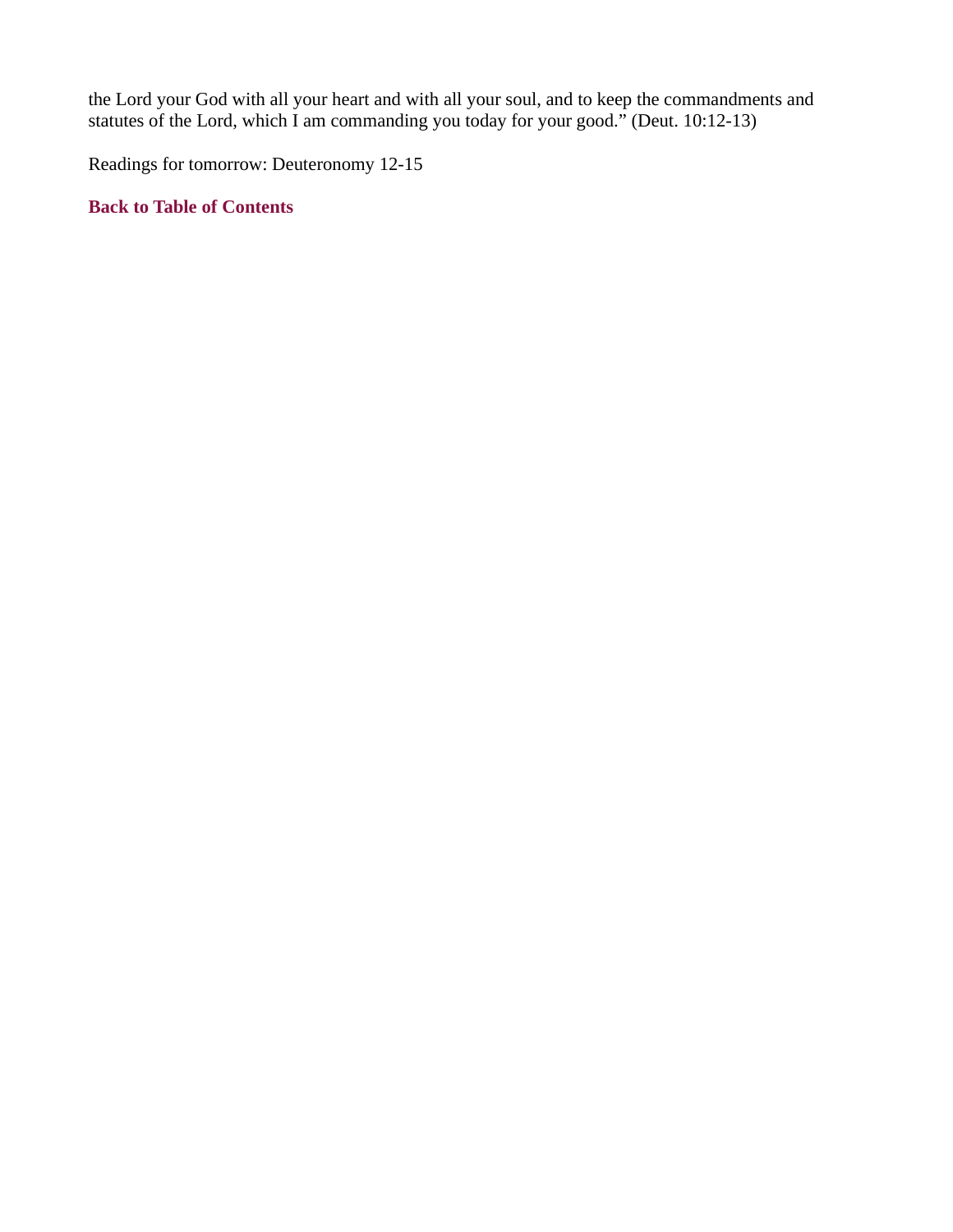the Lord your God with all your heart and with all your soul, and to keep the commandments and statutes of the Lord, which I am commanding you today for your good." (Deut. 10:12-13)

Readings for tomorrow: Deuteronomy 12-15

**Back to Table of Contents**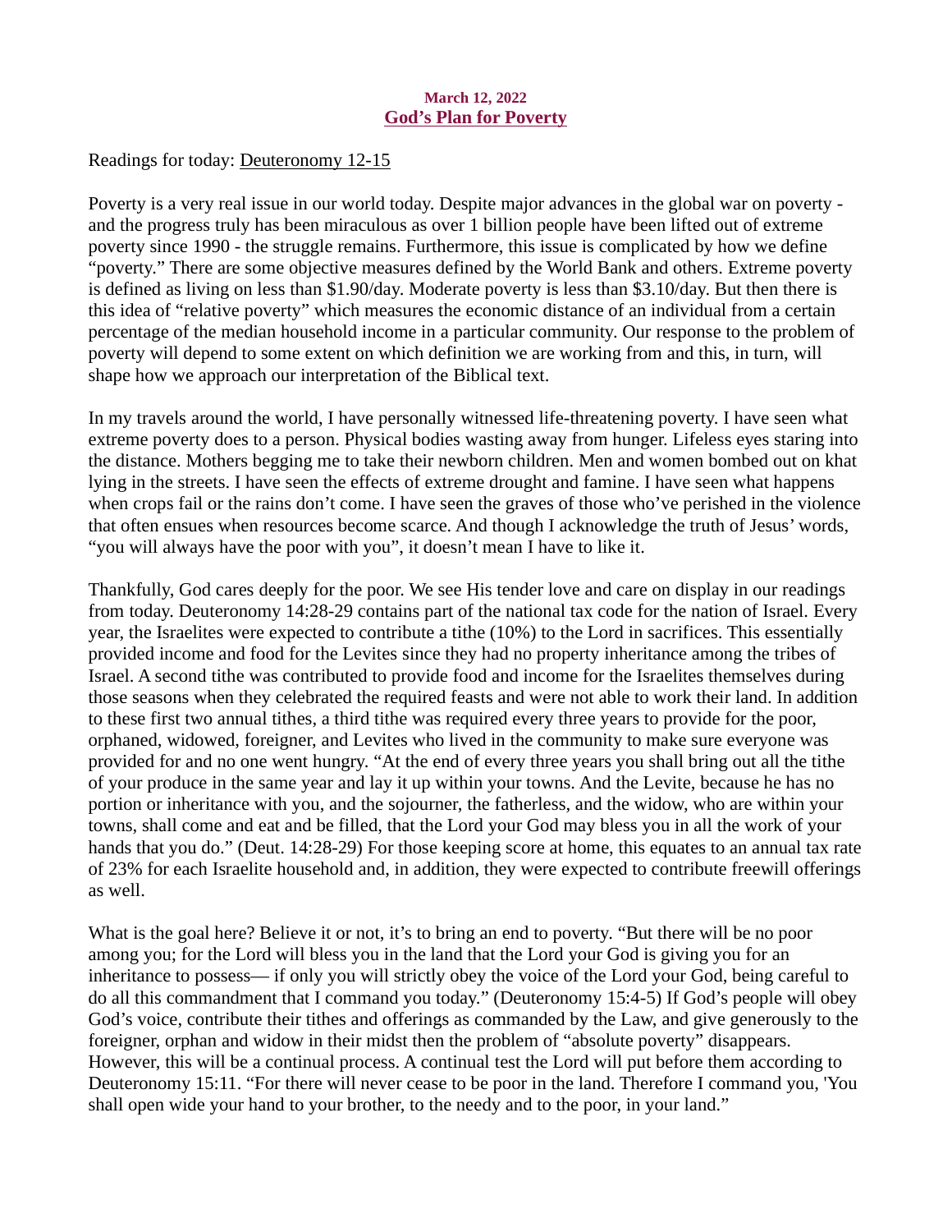**March 12, 2022**

## God's Plan for Poverty

Readings for today: Deuteronomy 12-15

Poverty is a very real issue in our world today. Despite major advances in the global war on poverty - and the progress truly has been miraculous as over 1 billion people have been lifted out of extreme poverty since 1990 - the struggle remains. Furthermore, this issue is complicated by how we define "poverty." There are some objective measures defined by the World Bank and others. Extreme poverty is defined as living on less than $1.90/day. Moderate poverty is less than $3.10/day. But then there is this idea of "relative poverty" which measures the economic distance of an individual from a certain percentage of the median household income in a particular community. Our response to the problem of poverty will depend to some extent on which definition we are working from and this, in turn, will shape how we approach our interpretation of the Biblical text.

In my travels around the world, I have personally witnessed life-threatening poverty. I have seen what extreme poverty does to a person. Physical bodies wasting away from hunger. Lifeless eyes staring into the distance. Mothers begging me to take their newborn children. Men and women bombed out on khat lying in the streets. I have seen the effects of extreme drought and famine. I have seen what happens when crops fail or the rains don't come. I have seen the graves of those who've perished in the violence that often ensues when resources become scarce. And though I acknowledge the truth of Jesus' words, "you will always have the poor with you", it doesn't mean I have to like it.

Thankfully, God cares deeply for the poor. We see His tender love and care on display in our readings from today. Deuteronomy 14:28-29 contains part of the national tax code for the nation of Israel. Every year, the Israelites were expected to contribute a tithe (10%) to the Lord in sacrifices. This essentially provided income and food for the Levites since they had no property inheritance among the tribes of Israel. A second tithe was contributed to provide food and income for the Israelites themselves during those seasons when they celebrated the required feasts and were not able to work their land. In addition to these first two annual tithes, a third tithe was required every three years to provide for the poor, orphaned, widowed, foreigner, and Levites who lived in the community to make sure everyone was provided for and no one went hungry. "At the end of every three years you shall bring out all the tithe of your produce in the same year and lay it up within your towns. And the Levite, because he has no portion or inheritance with you, and the sojourner, the fatherless, and the widow, who are within your towns, shall come and eat and be filled, that the Lord your God may bless you in all the work of your hands that you do." (Deut. 14:28-29) For those keeping score at home, this equates to an annual tax rate of 23% for each Israelite household and, in addition, they were expected to contribute freewill offerings as well.

What is the goal here? Believe it or not, it's to bring an end to poverty. "But there will be no poor among you; for the Lord will bless you in the land that the Lord your God is giving you for an inheritance to possess— if only you will strictly obey the voice of the Lord your God, being careful to do all this commandment that I command you today." (Deuteronomy 15:4-5) If God's people will obey God's voice, contribute their tithes and offerings as commanded by the Law, and give generously to the foreigner, orphan and widow in their midst then the problem of "absolute poverty" disappears. However, this will be a continual process. A continual test the Lord will put before them according to Deuteronomy 15:11. "For there will never cease to be poor in the land. Therefore I command you, 'You shall open wide your hand to your brother, to the needy and to the poor, in your land."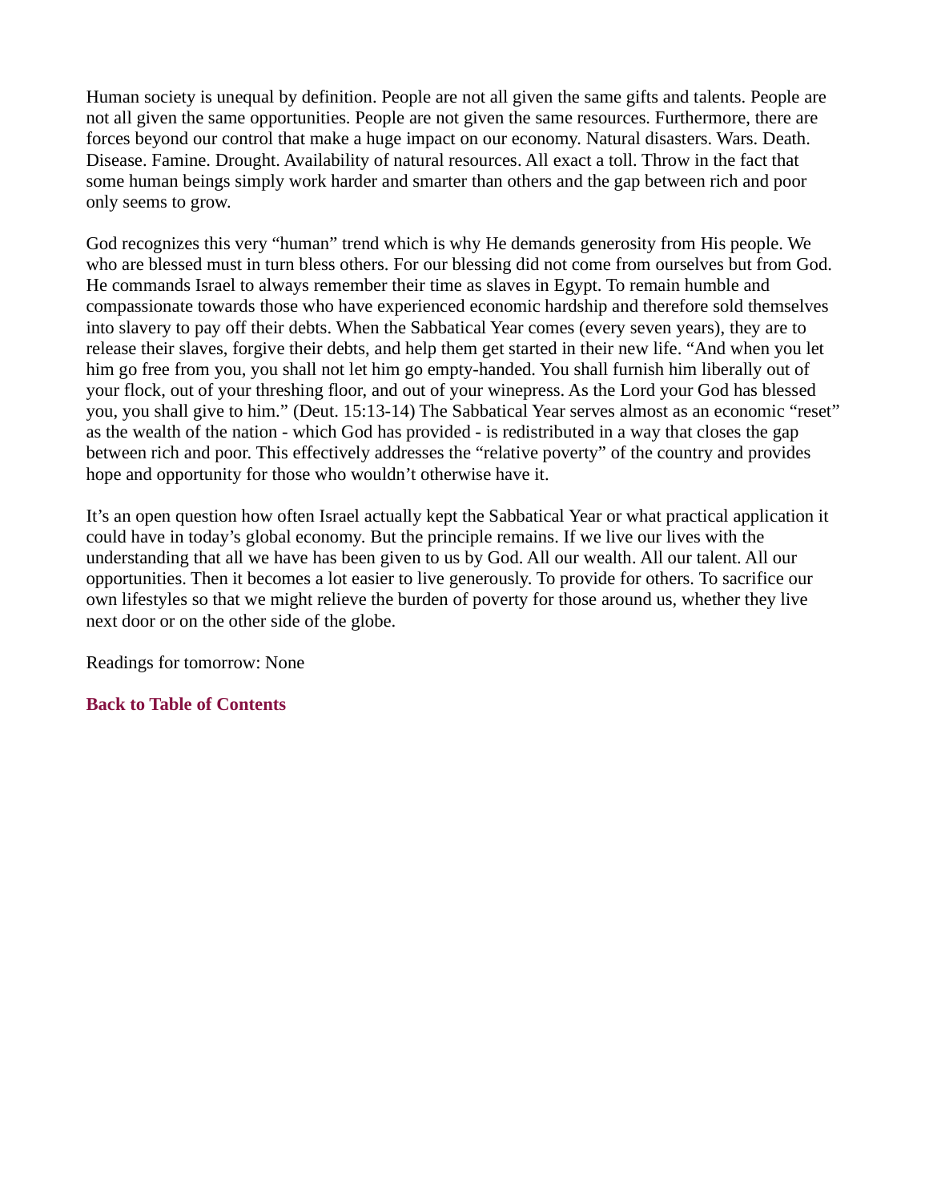Human society is unequal by definition. People are not all given the same gifts and talents. People are not all given the same opportunities. People are not given the same resources. Furthermore, there are forces beyond our control that make a huge impact on our economy. Natural disasters. Wars. Death. Disease. Famine. Drought. Availability of natural resources. All exact a toll. Throw in the fact that some human beings simply work harder and smarter than others and the gap between rich and poor only seems to grow.

God recognizes this very "human" trend which is why He demands generosity from His people. We who are blessed must in turn bless others. For our blessing did not come from ourselves but from God. He commands Israel to always remember their time as slaves in Egypt. To remain humble and compassionate towards those who have experienced economic hardship and therefore sold themselves into slavery to pay off their debts. When the Sabbatical Year comes (every seven years), they are to release their slaves, forgive their debts, and help them get started in their new life. "And when you let him go free from you, you shall not let him go empty-handed. You shall furnish him liberally out of your flock, out of your threshing floor, and out of your winepress. As the Lord your God has blessed you, you shall give to him." (Deut. 15:13-14) The Sabbatical Year serves almost as an economic "reset" as the wealth of the nation - which God has provided - is redistributed in a way that closes the gap between rich and poor. This effectively addresses the "relative poverty" of the country and provides hope and opportunity for those who wouldn't otherwise have it.

It's an open question how often Israel actually kept the Sabbatical Year or what practical application it could have in today's global economy. But the principle remains. If we live our lives with the understanding that all we have has been given to us by God. All our wealth. All our talent. All our opportunities. Then it becomes a lot easier to live generously. To provide for others. To sacrifice our own lifestyles so that we might relieve the burden of poverty for those around us, whether they live next door or on the other side of the globe.

Readings for tomorrow: None

**Back to Table of Contents**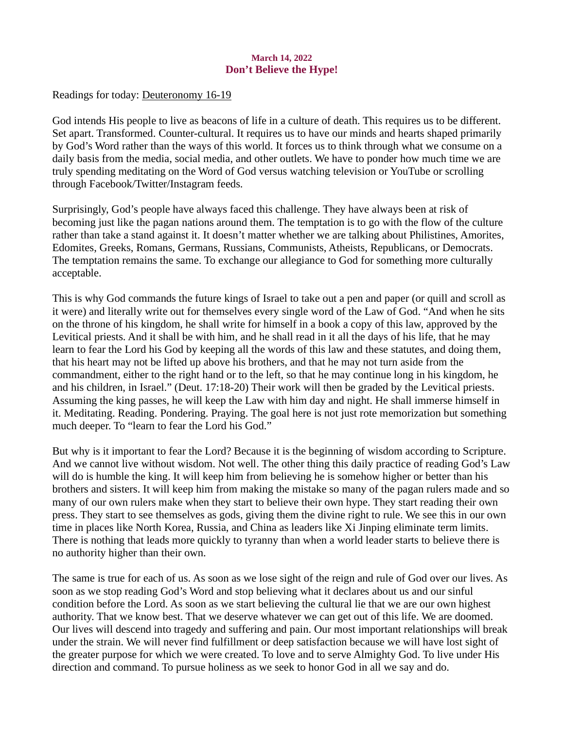**March 14, 2022**

## Don't Believe the Hype!

Readings for today: Deuteronomy 16-19

God intends His people to live as beacons of life in a culture of death. This requires us to be different. Set apart. Transformed. Counter-cultural. It requires us to have our minds and hearts shaped primarily by God's Word rather than the ways of this world. It forces us to think through what we consume on a daily basis from the media, social media, and other outlets. We have to ponder how much time we are truly spending meditating on the Word of God versus watching television or YouTube or scrolling through Facebook/Twitter/Instagram feeds.

Surprisingly, God's people have always faced this challenge. They have always been at risk of becoming just like the pagan nations around them. The temptation is to go with the flow of the culture rather than take a stand against it. It doesn't matter whether we are talking about Philistines, Amorites, Edomites, Greeks, Romans, Germans, Russians, Communists, Atheists, Republicans, or Democrats. The temptation remains the same. To exchange our allegiance to God for something more culturally acceptable.

This is why God commands the future kings of Israel to take out a pen and paper (or quill and scroll as it were) and literally write out for themselves every single word of the Law of God. "And when he sits on the throne of his kingdom, he shall write for himself in a book a copy of this law, approved by the Levitical priests. And it shall be with him, and he shall read in it all the days of his life, that he may learn to fear the Lord his God by keeping all the words of this law and these statutes, and doing them, that his heart may not be lifted up above his brothers, and that he may not turn aside from the commandment, either to the right hand or to the left, so that he may continue long in his kingdom, he and his children, in Israel." (Deut. 17:18-20) Their work will then be graded by the Levitical priests. Assuming the king passes, he will keep the Law with him day and night. He shall immerse himself in it. Meditating. Reading. Pondering. Praying. The goal here is not just rote memorization but something much deeper. To "learn to fear the Lord his God."

But why is it important to fear the Lord? Because it is the beginning of wisdom according to Scripture. And we cannot live without wisdom. Not well. The other thing this daily practice of reading God's Law will do is humble the king. It will keep him from believing he is somehow higher or better than his brothers and sisters. It will keep him from making the mistake so many of the pagan rulers made and so many of our own rulers make when they start to believe their own hype. They start reading their own press. They start to see themselves as gods, giving them the divine right to rule. We see this in our own time in places like North Korea, Russia, and China as leaders like Xi Jinping eliminate term limits. There is nothing that leads more quickly to tyranny than when a world leader starts to believe there is no authority higher than their own.

The same is true for each of us. As soon as we lose sight of the reign and rule of God over our lives. As soon as we stop reading God's Word and stop believing what it declares about us and our sinful condition before the Lord. As soon as we start believing the cultural lie that we are our own highest authority. That we know best. That we deserve whatever we can get out of this life. We are doomed. Our lives will descend into tragedy and suffering and pain. Our most important relationships will break under the strain. We will never find fulfillment or deep satisfaction because we will have lost sight of the greater purpose for which we were created. To love and to serve Almighty God. To live under His direction and command. To pursue holiness as we seek to honor God in all we say and do.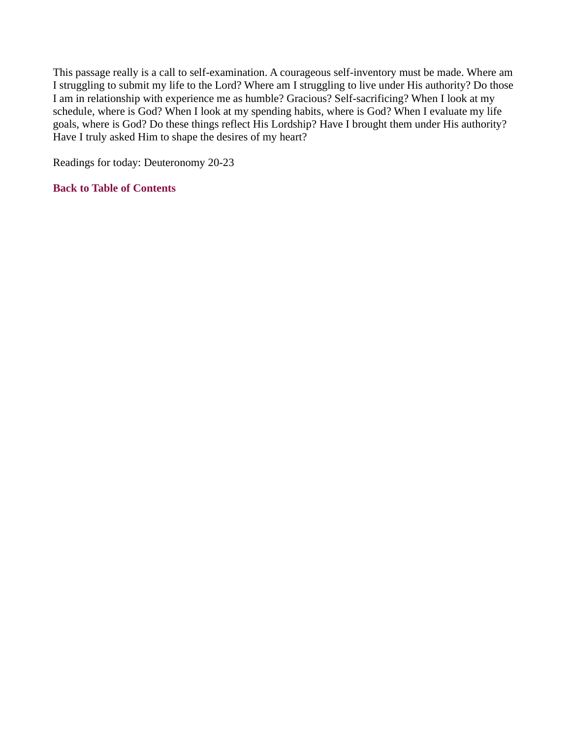This passage really is a call to self-examination. A courageous self-inventory must be made. Where am I struggling to submit my life to the Lord? Where am I struggling to live under His authority? Do those I am in relationship with experience me as humble? Gracious? Self-sacrificing? When I look at my schedule, where is God? When I look at my spending habits, where is God? When I evaluate my life goals, where is God? Do these things reflect His Lordship? Have I brought them under His authority? Have I truly asked Him to shape the desires of my heart?

Readings for today: Deuteronomy 20-23

**Back to Table of Contents**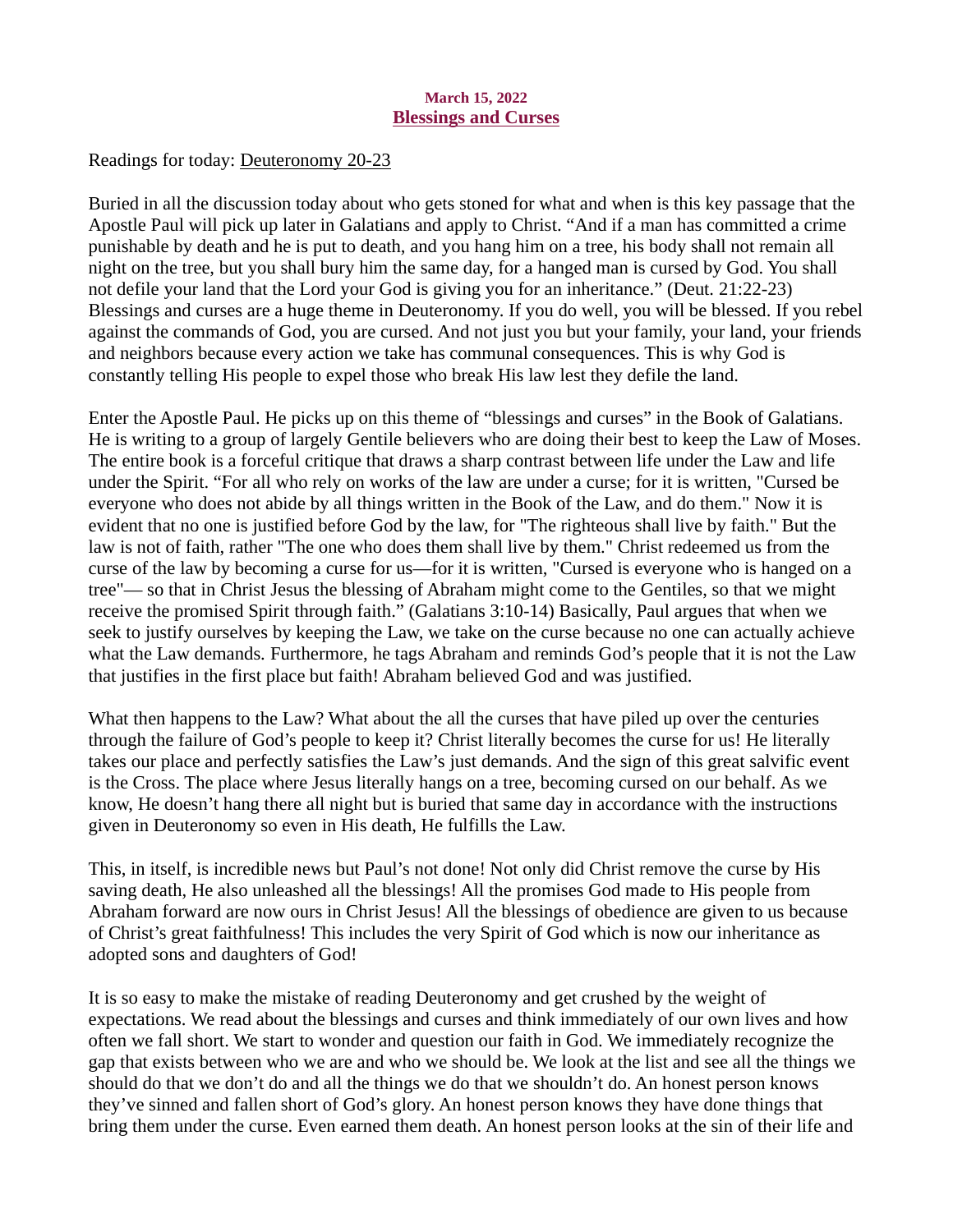**March 15, 2022**

## Blessings and Curses

Readings for today: Deuteronomy 20-23

Buried in all the discussion today about who gets stoned for what and when is this key passage that the Apostle Paul will pick up later in Galatians and apply to Christ. “And if a man has committed a crime punishable by death and he is put to death, and you hang him on a tree, his body shall not remain all night on the tree, but you shall bury him the same day, for a hanged man is cursed by God. You shall not defile your land that the Lord your God is giving you for an inheritance.” (Deut. 21:22-23) Blessings and curses are a huge theme in Deuteronomy. If you do well, you will be blessed. If you rebel against the commands of God, you are cursed. And not just you but your family, your land, your friends and neighbors because every action we take has communal consequences. This is why God is constantly telling His people to expel those who break His law lest they defile the land.

Enter the Apostle Paul. He picks up on this theme of “blessings and curses” in the Book of Galatians. He is writing to a group of largely Gentile believers who are doing their best to keep the Law of Moses. The entire book is a forceful critique that draws a sharp contrast between life under the Law and life under the Spirit. “For all who rely on works of the law are under a curse; for it is written, "Cursed be everyone who does not abide by all things written in the Book of the Law, and do them." Now it is evident that no one is justified before God by the law, for "The righteous shall live by faith." But the law is not of faith, rather "The one who does them shall live by them." Christ redeemed us from the curse of the law by becoming a curse for us—for it is written, "Cursed is everyone who is hanged on a tree"— so that in Christ Jesus the blessing of Abraham might come to the Gentiles, so that we might receive the promised Spirit through faith.” (Galatians 3:10-14) Basically, Paul argues that when we seek to justify ourselves by keeping the Law, we take on the curse because no one can actually achieve what the Law demands. Furthermore, he tags Abraham and reminds God’s people that it is not the Law that justifies in the first place but faith! Abraham believed God and was justified.

What then happens to the Law? What about the all the curses that have piled up over the centuries through the failure of God’s people to keep it? Christ literally becomes the curse for us! He literally takes our place and perfectly satisfies the Law’s just demands. And the sign of this great salvific event is the Cross. The place where Jesus literally hangs on a tree, becoming cursed on our behalf. As we know, He doesn’t hang there all night but is buried that same day in accordance with the instructions given in Deuteronomy so even in His death, He fulfills the Law.

This, in itself, is incredible news but Paul’s not done! Not only did Christ remove the curse by His saving death, He also unleashed all the blessings! All the promises God made to His people from Abraham forward are now ours in Christ Jesus! All the blessings of obedience are given to us because of Christ’s great faithfulness! This includes the very Spirit of God which is now our inheritance as adopted sons and daughters of God!

It is so easy to make the mistake of reading Deuteronomy and get crushed by the weight of expectations. We read about the blessings and curses and think immediately of our own lives and how often we fall short. We start to wonder and question our faith in God. We immediately recognize the gap that exists between who we are and who we should be. We look at the list and see all the things we should do that we don’t do and all the things we do that we shouldn’t do. An honest person knows they’ve sinned and fallen short of God’s glory. An honest person knows they have done things that bring them under the curse. Even earned them death. An honest person looks at the sin of their life and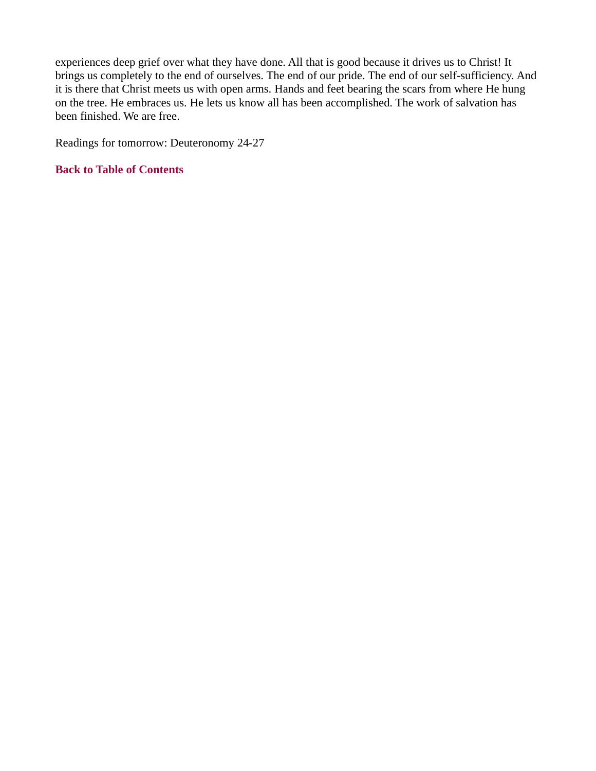experiences deep grief over what they have done. All that is good because it drives us to Christ! It brings us completely to the end of ourselves. The end of our pride. The end of our self-sufficiency. And it is there that Christ meets us with open arms. Hands and feet bearing the scars from where He hung on the tree. He embraces us. He lets us know all has been accomplished. The work of salvation has been finished. We are free.

Readings for tomorrow: Deuteronomy 24-27

**Back to Table of Contents**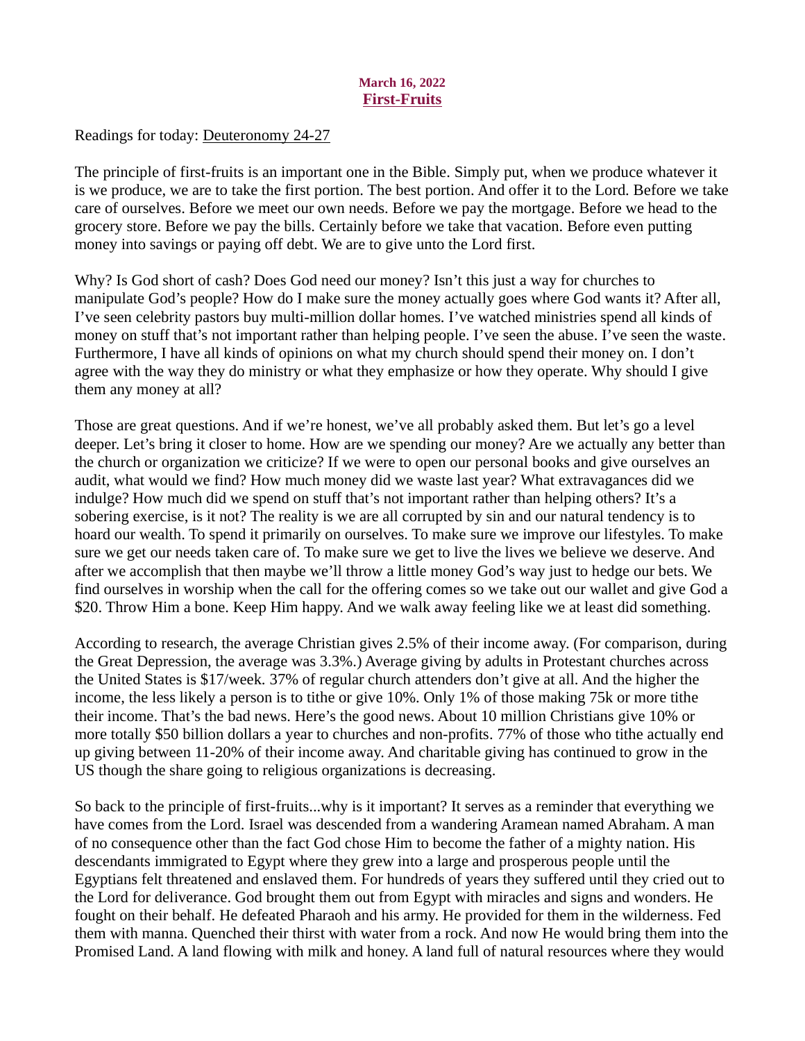**March 16, 2022**

## First-Fruits

Readings for today: Deuteronomy 24-27

The principle of first-fruits is an important one in the Bible. Simply put, when we produce whatever it is we produce, we are to take the first portion. The best portion. And offer it to the Lord. Before we take care of ourselves. Before we meet our own needs. Before we pay the mortgage. Before we head to the grocery store. Before we pay the bills. Certainly before we take that vacation. Before even putting money into savings or paying off debt. We are to give unto the Lord first.

Why? Is God short of cash? Does God need our money? Isn't this just a way for churches to manipulate God's people? How do I make sure the money actually goes where God wants it? After all, I've seen celebrity pastors buy multi-million dollar homes. I've watched ministries spend all kinds of money on stuff that's not important rather than helping people. I've seen the abuse. I've seen the waste. Furthermore, I have all kinds of opinions on what my church should spend their money on. I don't agree with the way they do ministry or what they emphasize or how they operate. Why should I give them any money at all?

Those are great questions. And if we're honest, we've all probably asked them. But let's go a level deeper. Let's bring it closer to home. How are we spending our money? Are we actually any better than the church or organization we criticize? If we were to open our personal books and give ourselves an audit, what would we find? How much money did we waste last year? What extravagances did we indulge? How much did we spend on stuff that's not important rather than helping others? It's a sobering exercise, is it not? The reality is we are all corrupted by sin and our natural tendency is to hoard our wealth. To spend it primarily on ourselves. To make sure we improve our lifestyles. To make sure we get our needs taken care of. To make sure we get to live the lives we believe we deserve. And after we accomplish that then maybe we'll throw a little money God's way just to hedge our bets. We find ourselves in worship when the call for the offering comes so we take out our wallet and give God a $20. Throw Him a bone. Keep Him happy. And we walk away feeling like we at least did something.

According to research, the average Christian gives 2.5% of their income away. (For comparison, during the Great Depression, the average was 3.3%.) Average giving by adults in Protestant churches across the United States is $17/week. 37% of regular church attenders don't give at all. And the higher the income, the less likely a person is to tithe or give 10%. Only 1% of those making 75k or more tithe their income. That's the bad news. Here's the good news. About 10 million Christians give 10% or more totally $50 billion dollars a year to churches and non-profits. 77% of those who tithe actually end up giving between 11-20% of their income away. And charitable giving has continued to grow in the US though the share going to religious organizations is decreasing.

So back to the principle of first-fruits...why is it important? It serves as a reminder that everything we have comes from the Lord. Israel was descended from a wandering Aramean named Abraham. A man of no consequence other than the fact God chose Him to become the father of a mighty nation. His descendants immigrated to Egypt where they grew into a large and prosperous people until the Egyptians felt threatened and enslaved them. For hundreds of years they suffered until they cried out to the Lord for deliverance. God brought them out from Egypt with miracles and signs and wonders. He fought on their behalf. He defeated Pharaoh and his army. He provided for them in the wilderness. Fed them with manna. Quenched their thirst with water from a rock. And now He would bring them into the Promised Land. A land flowing with milk and honey. A land full of natural resources where they would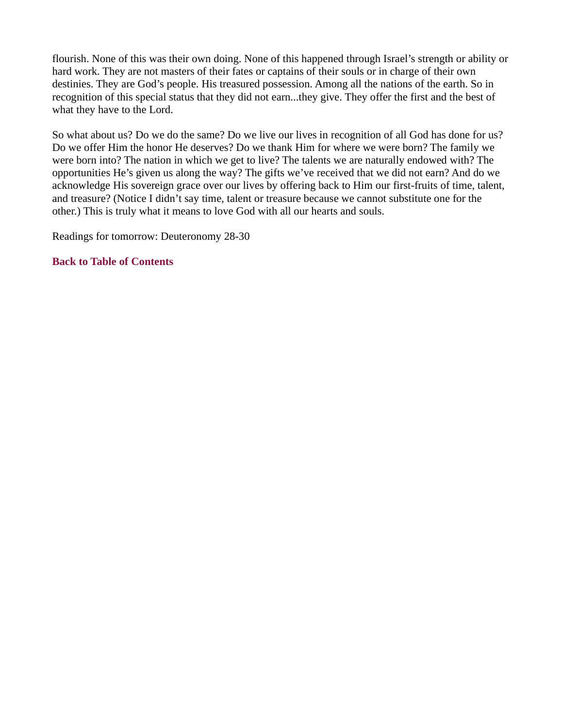flourish. None of this was their own doing. None of this happened through Israel's strength or ability or hard work. They are not masters of their fates or captains of their souls or in charge of their own destinies. They are God's people. His treasured possession. Among all the nations of the earth. So in recognition of this special status that they did not earn...they give. They offer the first and the best of what they have to the Lord.

So what about us? Do we do the same? Do we live our lives in recognition of all God has done for us? Do we offer Him the honor He deserves? Do we thank Him for where we were born? The family we were born into? The nation in which we get to live? The talents we are naturally endowed with? The opportunities He's given us along the way? The gifts we've received that we did not earn? And do we acknowledge His sovereign grace over our lives by offering back to Him our first-fruits of time, talent, and treasure? (Notice I didn't say time, talent or treasure because we cannot substitute one for the other.) This is truly what it means to love God with all our hearts and souls.

Readings for tomorrow: Deuteronomy 28-30

**Back to Table of Contents**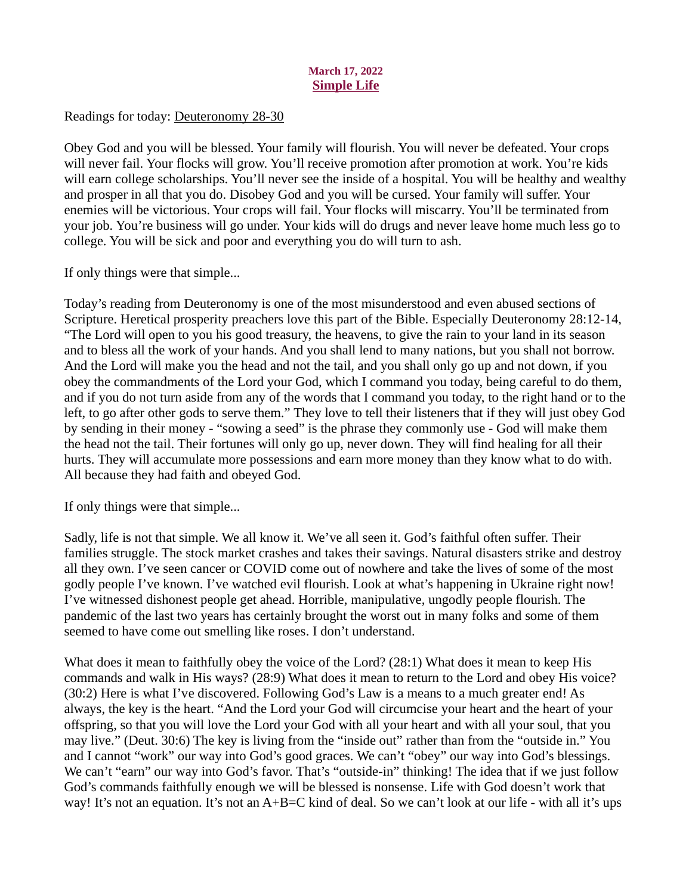**March 17, 2022**

## Simple Life

Readings for today: Deuteronomy 28-30

Obey God and you will be blessed. Your family will flourish. You will never be defeated. Your crops will never fail. Your flocks will grow. You'll receive promotion after promotion at work. You're kids will earn college scholarships. You'll never see the inside of a hospital. You will be healthy and wealthy and prosper in all that you do. Disobey God and you will be cursed. Your family will suffer. Your enemies will be victorious. Your crops will fail. Your flocks will miscarry. You'll be terminated from your job. You're business will go under. Your kids will do drugs and never leave home much less go to college. You will be sick and poor and everything you do will turn to ash.

If only things were that simple...

Today's reading from Deuteronomy is one of the most misunderstood and even abused sections of Scripture. Heretical prosperity preachers love this part of the Bible. Especially Deuteronomy 28:12-14, "The Lord will open to you his good treasury, the heavens, to give the rain to your land in its season and to bless all the work of your hands. And you shall lend to many nations, but you shall not borrow. And the Lord will make you the head and not the tail, and you shall only go up and not down, if you obey the commandments of the Lord your God, which I command you today, being careful to do them, and if you do not turn aside from any of the words that I command you today, to the right hand or to the left, to go after other gods to serve them." They love to tell their listeners that if they will just obey God by sending in their money - "sowing a seed" is the phrase they commonly use - God will make them the head not the tail. Their fortunes will only go up, never down. They will find healing for all their hurts. They will accumulate more possessions and earn more money than they know what to do with. All because they had faith and obeyed God.

If only things were that simple...

Sadly, life is not that simple. We all know it. We've all seen it. God's faithful often suffer. Their families struggle. The stock market crashes and takes their savings. Natural disasters strike and destroy all they own. I've seen cancer or COVID come out of nowhere and take the lives of some of the most godly people I've known. I've watched evil flourish. Look at what's happening in Ukraine right now! I've witnessed dishonest people get ahead. Horrible, manipulative, ungodly people flourish. The pandemic of the last two years has certainly brought the worst out in many folks and some of them seemed to have come out smelling like roses. I don't understand.

What does it mean to faithfully obey the voice of the Lord? (28:1) What does it mean to keep His commands and walk in His ways? (28:9) What does it mean to return to the Lord and obey His voice? (30:2) Here is what I've discovered. Following God's Law is a means to a much greater end! As always, the key is the heart. "And the Lord your God will circumcise your heart and the heart of your offspring, so that you will love the Lord your God with all your heart and with all your soul, that you may live." (Deut. 30:6) The key is living from the "inside out" rather than from the "outside in." You and I cannot "work" our way into God's good graces. We can't "obey" our way into God's blessings. We can't "earn" our way into God's favor. That's "outside-in" thinking! The idea that if we just follow God's commands faithfully enough we will be blessed is nonsense. Life with God doesn't work that way! It's not an equation. It's not an A+B=C kind of deal. So we can't look at our life - with all it's ups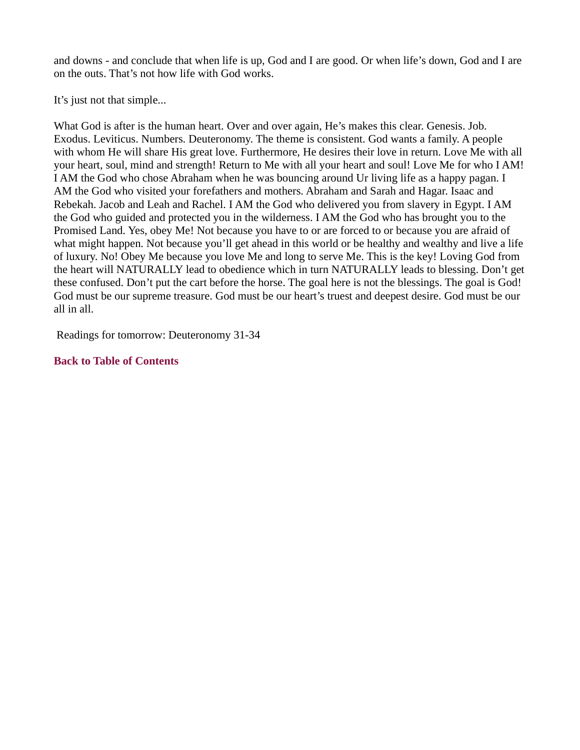and downs - and conclude that when life is up, God and I are good. Or when life's down, God and I are on the outs. That's not how life with God works.

It's just not that simple...

What God is after is the human heart. Over and over again, He's makes this clear. Genesis. Job. Exodus. Leviticus. Numbers. Deuteronomy. The theme is consistent. God wants a family. A people with whom He will share His great love. Furthermore, He desires their love in return. Love Me with all your heart, soul, mind and strength! Return to Me with all your heart and soul! Love Me for who I AM! I AM the God who chose Abraham when he was bouncing around Ur living life as a happy pagan. I AM the God who visited your forefathers and mothers. Abraham and Sarah and Hagar. Isaac and Rebekah. Jacob and Leah and Rachel. I AM the God who delivered you from slavery in Egypt. I AM the God who guided and protected you in the wilderness. I AM the God who has brought you to the Promised Land. Yes, obey Me! Not because you have to or are forced to or because you are afraid of what might happen. Not because you'll get ahead in this world or be healthy and wealthy and live a life of luxury. No! Obey Me because you love Me and long to serve Me. This is the key! Loving God from the heart will NATURALLY lead to obedience which in turn NATURALLY leads to blessing. Don't get these confused. Don't put the cart before the horse. The goal here is not the blessings. The goal is God! God must be our supreme treasure. God must be our heart's truest and deepest desire. God must be our all in all.

Readings for tomorrow: Deuteronomy 31-34

**Back to Table of Contents**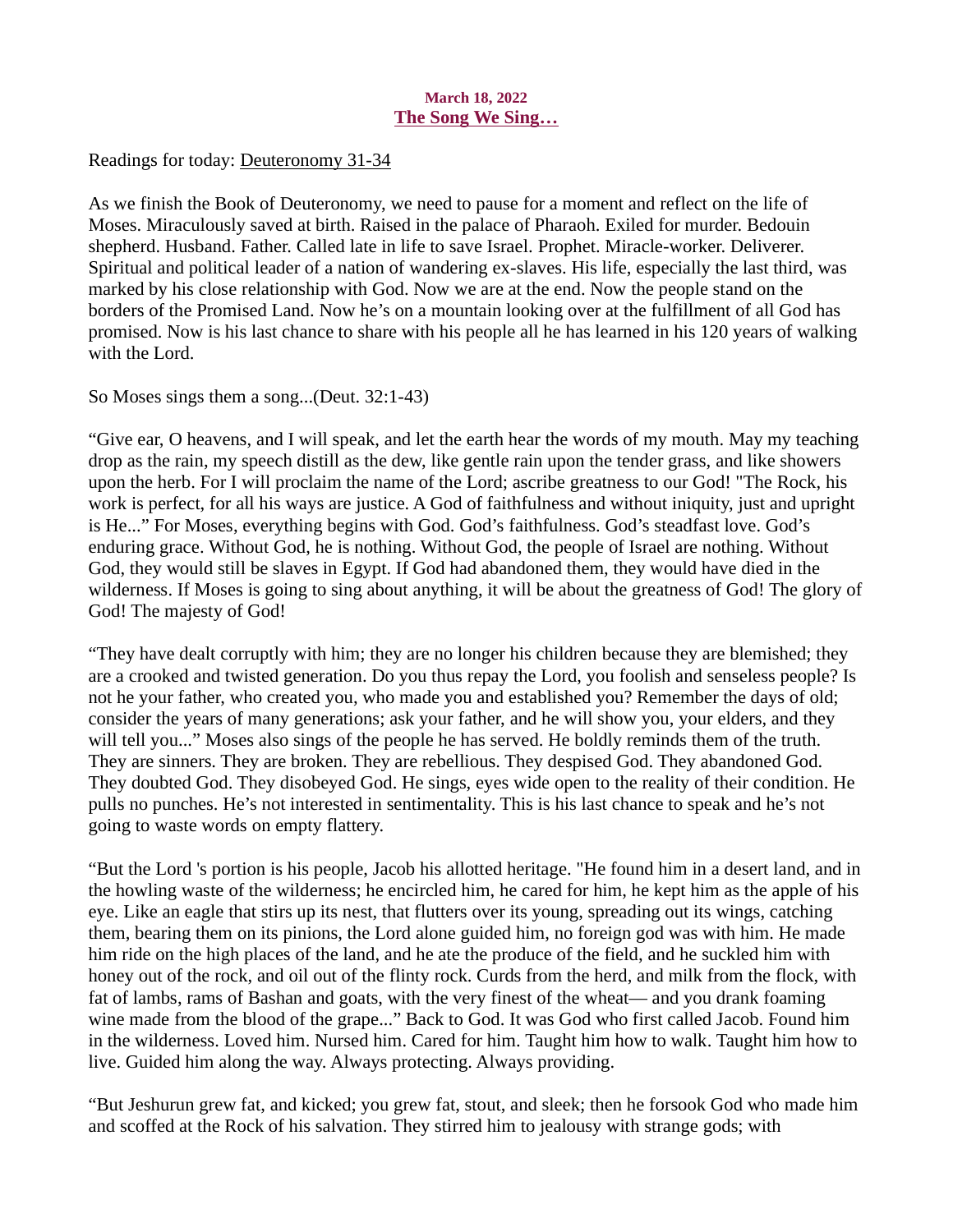**March 18, 2022**

## The Song We Sing…

Readings for today: Deuteronomy 31-34

As we finish the Book of Deuteronomy, we need to pause for a moment and reflect on the life of Moses. Miraculously saved at birth. Raised in the palace of Pharaoh. Exiled for murder. Bedouin shepherd. Husband. Father. Called late in life to save Israel. Prophet. Miracle-worker. Deliverer. Spiritual and political leader of a nation of wandering ex-slaves. His life, especially the last third, was marked by his close relationship with God. Now we are at the end. Now the people stand on the borders of the Promised Land. Now he's on a mountain looking over at the fulfillment of all God has promised. Now is his last chance to share with his people all he has learned in his 120 years of walking with the Lord.

So Moses sings them a song...(Deut. 32:1-43)

"Give ear, O heavens, and I will speak, and let the earth hear the words of my mouth. May my teaching drop as the rain, my speech distill as the dew, like gentle rain upon the tender grass, and like showers upon the herb. For I will proclaim the name of the Lord; ascribe greatness to our God! "The Rock, his work is perfect, for all his ways are justice. A God of faithfulness and without iniquity, just and upright is He..." For Moses, everything begins with God. God's faithfulness. God's steadfast love. God's enduring grace. Without God, he is nothing. Without God, the people of Israel are nothing. Without God, they would still be slaves in Egypt. If God had abandoned them, they would have died in the wilderness. If Moses is going to sing about anything, it will be about the greatness of God! The glory of God! The majesty of God!

"They have dealt corruptly with him; they are no longer his children because they are blemished; they are a crooked and twisted generation. Do you thus repay the Lord, you foolish and senseless people? Is not he your father, who created you, who made you and established you? Remember the days of old; consider the years of many generations; ask your father, and he will show you, your elders, and they will tell you..." Moses also sings of the people he has served. He boldly reminds them of the truth. They are sinners. They are broken. They are rebellious. They despised God. They abandoned God. They doubted God. They disobeyed God. He sings, eyes wide open to the reality of their condition. He pulls no punches. He's not interested in sentimentality. This is his last chance to speak and he's not going to waste words on empty flattery.

"But the Lord 's portion is his people, Jacob his allotted heritage. "He found him in a desert land, and in the howling waste of the wilderness; he encircled him, he cared for him, he kept him as the apple of his eye. Like an eagle that stirs up its nest, that flutters over its young, spreading out its wings, catching them, bearing them on its pinions, the Lord alone guided him, no foreign god was with him. He made him ride on the high places of the land, and he ate the produce of the field, and he suckled him with honey out of the rock, and oil out of the flinty rock. Curds from the herd, and milk from the flock, with fat of lambs, rams of Bashan and goats, with the very finest of the wheat— and you drank foaming wine made from the blood of the grape..." Back to God. It was God who first called Jacob. Found him in the wilderness. Loved him. Nursed him. Cared for him. Taught him how to walk. Taught him how to live. Guided him along the way. Always protecting. Always providing.

"But Jeshurun grew fat, and kicked; you grew fat, stout, and sleek; then he forsook God who made him and scoffed at the Rock of his salvation. They stirred him to jealousy with strange gods; with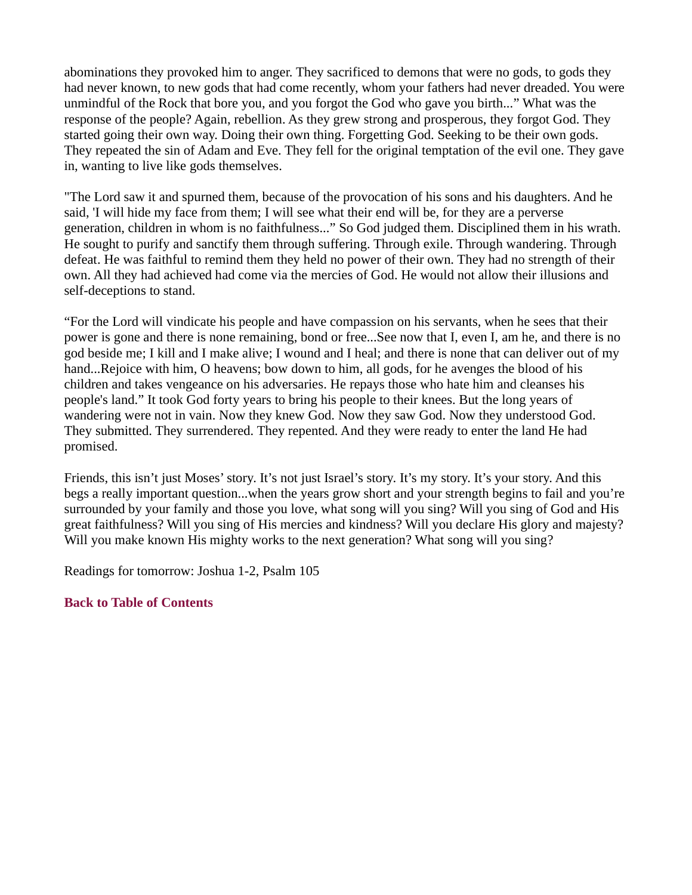abominations they provoked him to anger. They sacrificed to demons that were no gods, to gods they had never known, to new gods that had come recently, whom your fathers had never dreaded. You were unmindful of the Rock that bore you, and you forgot the God who gave you birth..." What was the response of the people? Again, rebellion. As they grew strong and prosperous, they forgot God. They started going their own way. Doing their own thing. Forgetting God. Seeking to be their own gods. They repeated the sin of Adam and Eve. They fell for the original temptation of the evil one. They gave in, wanting to live like gods themselves.

"The Lord saw it and spurned them, because of the provocation of his sons and his daughters. And he said, 'I will hide my face from them; I will see what their end will be, for they are a perverse generation, children in whom is no faithfulness..." So God judged them. Disciplined them in his wrath. He sought to purify and sanctify them through suffering. Through exile. Through wandering. Through defeat. He was faithful to remind them they held no power of their own. They had no strength of their own. All they had achieved had come via the mercies of God. He would not allow their illusions and self-deceptions to stand.

"For the Lord will vindicate his people and have compassion on his servants, when he sees that their power is gone and there is none remaining, bond or free...See now that I, even I, am he, and there is no god beside me; I kill and I make alive; I wound and I heal; and there is none that can deliver out of my hand...Rejoice with him, O heavens; bow down to him, all gods, for he avenges the blood of his children and takes vengeance on his adversaries. He repays those who hate him and cleanses his people's land." It took God forty years to bring his people to their knees. But the long years of wandering were not in vain. Now they knew God. Now they saw God. Now they understood God. They submitted. They surrendered. They repented. And they were ready to enter the land He had promised.

Friends, this isn't just Moses' story. It's not just Israel's story. It's my story. It's your story. And this begs a really important question...when the years grow short and your strength begins to fail and you're surrounded by your family and those you love, what song will you sing? Will you sing of God and His great faithfulness? Will you sing of His mercies and kindness? Will you declare His glory and majesty? Will you make known His mighty works to the next generation? What song will you sing?

Readings for tomorrow: Joshua 1-2, Psalm 105

**Back to Table of Contents**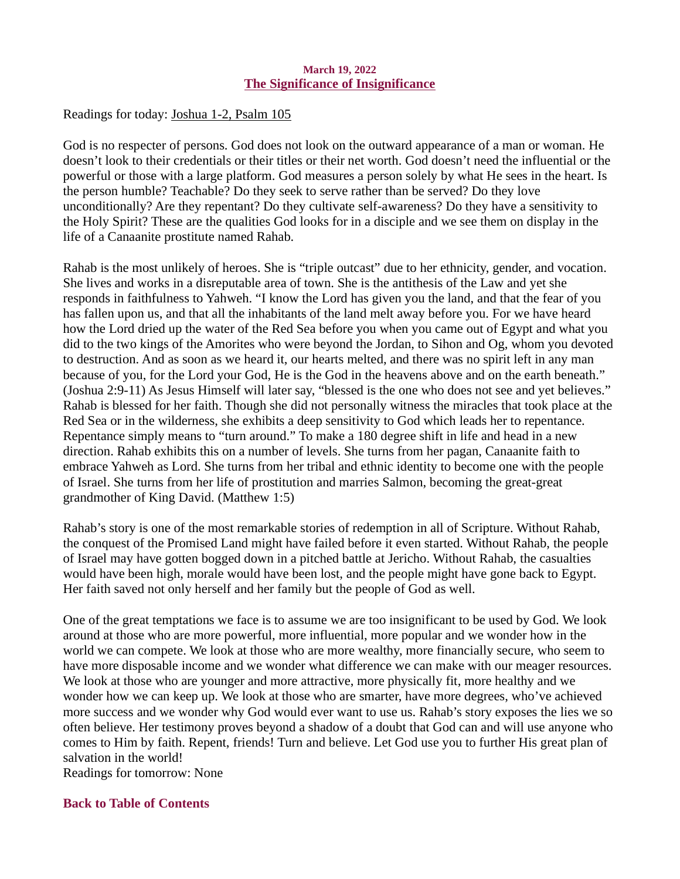**March 19, 2022**

## The Significance of Insignificance

Readings for today: Joshua 1-2, Psalm 105

God is no respecter of persons. God does not look on the outward appearance of a man or woman. He doesn't look to their credentials or their titles or their net worth. God doesn't need the influential or the powerful or those with a large platform. God measures a person solely by what He sees in the heart. Is the person humble? Teachable? Do they seek to serve rather than be served? Do they love unconditionally? Are they repentant? Do they cultivate self-awareness? Do they have a sensitivity to the Holy Spirit? These are the qualities God looks for in a disciple and we see them on display in the life of a Canaanite prostitute named Rahab.

Rahab is the most unlikely of heroes. She is "triple outcast" due to her ethnicity, gender, and vocation. She lives and works in a disreputable area of town. She is the antithesis of the Law and yet she responds in faithfulness to Yahweh. "I know the Lord has given you the land, and that the fear of you has fallen upon us, and that all the inhabitants of the land melt away before you. For we have heard how the Lord dried up the water of the Red Sea before you when you came out of Egypt and what you did to the two kings of the Amorites who were beyond the Jordan, to Sihon and Og, whom you devoted to destruction. And as soon as we heard it, our hearts melted, and there was no spirit left in any man because of you, for the Lord your God, He is the God in the heavens above and on the earth beneath." (Joshua 2:9-11) As Jesus Himself will later say, "blessed is the one who does not see and yet believes." Rahab is blessed for her faith. Though she did not personally witness the miracles that took place at the Red Sea or in the wilderness, she exhibits a deep sensitivity to God which leads her to repentance. Repentance simply means to "turn around." To make a 180 degree shift in life and head in a new direction. Rahab exhibits this on a number of levels. She turns from her pagan, Canaanite faith to embrace Yahweh as Lord. She turns from her tribal and ethnic identity to become one with the people of Israel. She turns from her life of prostitution and marries Salmon, becoming the great-great grandmother of King David. (Matthew 1:5)

Rahab's story is one of the most remarkable stories of redemption in all of Scripture. Without Rahab, the conquest of the Promised Land might have failed before it even started. Without Rahab, the people of Israel may have gotten bogged down in a pitched battle at Jericho. Without Rahab, the casualties would have been high, morale would have been lost, and the people might have gone back to Egypt. Her faith saved not only herself and her family but the people of God as well.

One of the great temptations we face is to assume we are too insignificant to be used by God. We look around at those who are more powerful, more influential, more popular and we wonder how in the world we can compete. We look at those who are more wealthy, more financially secure, who seem to have more disposable income and we wonder what difference we can make with our meager resources. We look at those who are younger and more attractive, more physically fit, more healthy and we wonder how we can keep up. We look at those who are smarter, have more degrees, who've achieved more success and we wonder why God would ever want to use us. Rahab's story exposes the lies we so often believe. Her testimony proves beyond a shadow of a doubt that God can and will use anyone who comes to Him by faith. Repent, friends! Turn and believe. Let God use you to further His great plan of salvation in the world!

Readings for tomorrow: None

**Back to Table of Contents**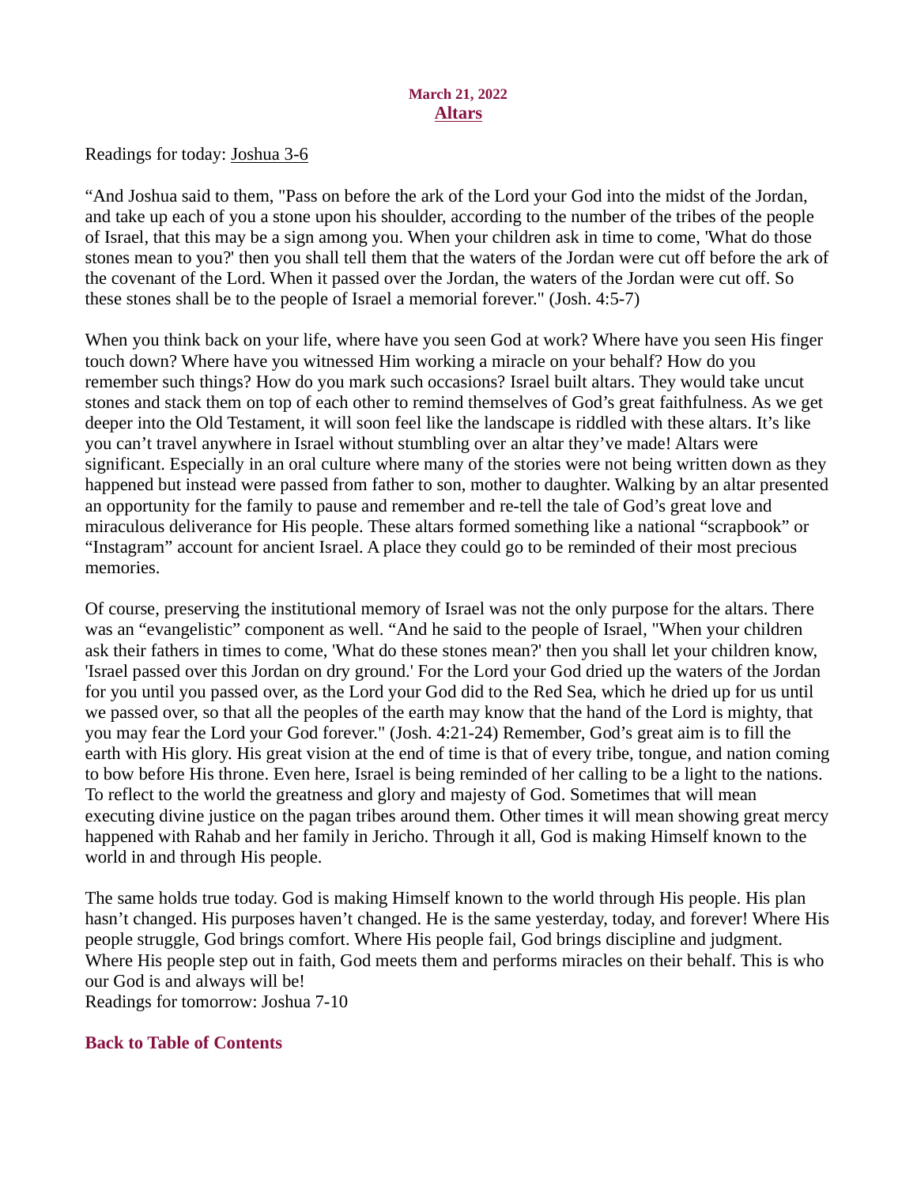**March 21, 2022**
## Altars

Readings for today: Joshua 3-6

“And Joshua said to them, "Pass on before the ark of the Lord your God into the midst of the Jordan, and take up each of you a stone upon his shoulder, according to the number of the tribes of the people of Israel, that this may be a sign among you. When your children ask in time to come, 'What do those stones mean to you?' then you shall tell them that the waters of the Jordan were cut off before the ark of the covenant of the Lord. When it passed over the Jordan, the waters of the Jordan were cut off. So these stones shall be to the people of Israel a memorial forever." (Josh. 4:5-7)

When you think back on your life, where have you seen God at work? Where have you seen His finger touch down? Where have you witnessed Him working a miracle on your behalf? How do you remember such things? How do you mark such occasions? Israel built altars. They would take uncut stones and stack them on top of each other to remind themselves of God’s great faithfulness. As we get deeper into the Old Testament, it will soon feel like the landscape is riddled with these altars. It’s like you can’t travel anywhere in Israel without stumbling over an altar they’ve made! Altars were significant. Especially in an oral culture where many of the stories were not being written down as they happened but instead were passed from father to son, mother to daughter. Walking by an altar presented an opportunity for the family to pause and remember and re-tell the tale of God’s great love and miraculous deliverance for His people. These altars formed something like a national “scrapbook” or “Instagram” account for ancient Israel. A place they could go to be reminded of their most precious memories.

Of course, preserving the institutional memory of Israel was not the only purpose for the altars. There was an “evangelistic” component as well. “And he said to the people of Israel, "When your children ask their fathers in times to come, 'What do these stones mean?' then you shall let your children know, 'Israel passed over this Jordan on dry ground.' For the Lord your God dried up the waters of the Jordan for you until you passed over, as the Lord your God did to the Red Sea, which he dried up for us until we passed over, so that all the peoples of the earth may know that the hand of the Lord is mighty, that you may fear the Lord your God forever." (Josh. 4:21-24) Remember, God’s great aim is to fill the earth with His glory. His great vision at the end of time is that of every tribe, tongue, and nation coming to bow before His throne. Even here, Israel is being reminded of her calling to be a light to the nations. To reflect to the world the greatness and glory and majesty of God. Sometimes that will mean executing divine justice on the pagan tribes around them. Other times it will mean showing great mercy happened with Rahab and her family in Jericho. Through it all, God is making Himself known to the world in and through His people.

The same holds true today. God is making Himself known to the world through His people. His plan hasn’t changed. His purposes haven’t changed. He is the same yesterday, today, and forever! Where His people struggle, God brings comfort. Where His people fail, God brings discipline and judgment. Where His people step out in faith, God meets them and performs miracles on their behalf. This is who our God is and always will be!
Readings for tomorrow: Joshua 7-10

**Back to Table of Contents**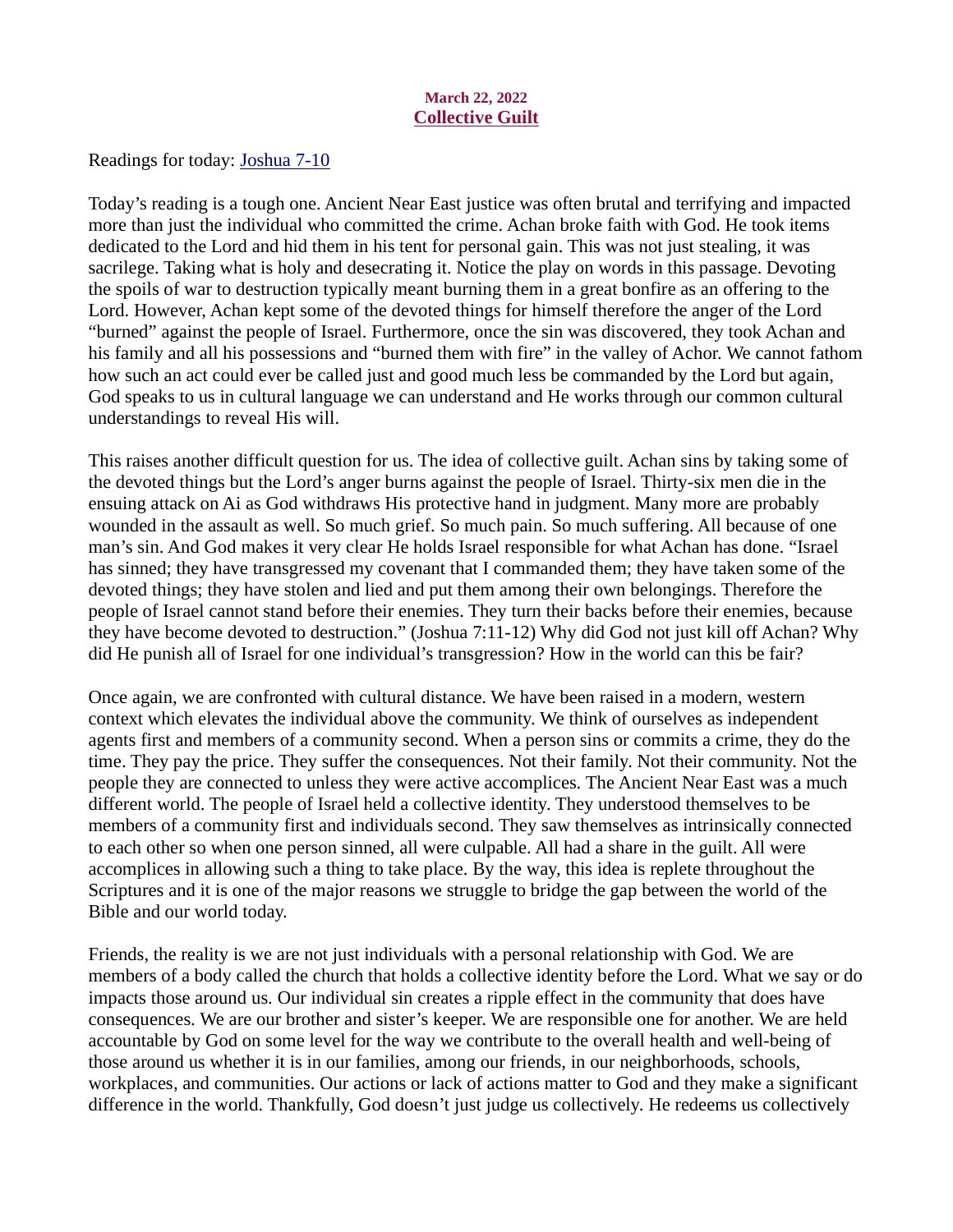March 22, 2022

## Collective Guilt

Readings for today: Joshua 7-10

Today's reading is a tough one. Ancient Near East justice was often brutal and terrifying and impacted more than just the individual who committed the crime. Achan broke faith with God. He took items dedicated to the Lord and hid them in his tent for personal gain. This was not just stealing, it was sacrilege. Taking what is holy and desecrating it. Notice the play on words in this passage. Devoting the spoils of war to destruction typically meant burning them in a great bonfire as an offering to the Lord. However, Achan kept some of the devoted things for himself therefore the anger of the Lord "burned" against the people of Israel. Furthermore, once the sin was discovered, they took Achan and his family and all his possessions and "burned them with fire" in the valley of Achor. We cannot fathom how such an act could ever be called just and good much less be commanded by the Lord but again, God speaks to us in cultural language we can understand and He works through our common cultural understandings to reveal His will.

This raises another difficult question for us. The idea of collective guilt. Achan sins by taking some of the devoted things but the Lord's anger burns against the people of Israel. Thirty-six men die in the ensuing attack on Ai as God withdraws His protective hand in judgment. Many more are probably wounded in the assault as well. So much grief. So much pain. So much suffering. All because of one man's sin. And God makes it very clear He holds Israel responsible for what Achan has done. "Israel has sinned; they have transgressed my covenant that I commanded them; they have taken some of the devoted things; they have stolen and lied and put them among their own belongings. Therefore the people of Israel cannot stand before their enemies. They turn their backs before their enemies, because they have become devoted to destruction." (Joshua 7:11-12) Why did God not just kill off Achan? Why did He punish all of Israel for one individual's transgression? How in the world can this be fair?

Once again, we are confronted with cultural distance. We have been raised in a modern, western context which elevates the individual above the community. We think of ourselves as independent agents first and members of a community second. When a person sins or commits a crime, they do the time. They pay the price. They suffer the consequences. Not their family. Not their community. Not the people they are connected to unless they were active accomplices. The Ancient Near East was a much different world. The people of Israel held a collective identity. They understood themselves to be members of a community first and individuals second. They saw themselves as intrinsically connected to each other so when one person sinned, all were culpable. All had a share in the guilt. All were accomplices in allowing such a thing to take place. By the way, this idea is replete throughout the Scriptures and it is one of the major reasons we struggle to bridge the gap between the world of the Bible and our world today.

Friends, the reality is we are not just individuals with a personal relationship with God. We are members of a body called the church that holds a collective identity before the Lord. What we say or do impacts those around us. Our individual sin creates a ripple effect in the community that does have consequences. We are our brother and sister's keeper. We are responsible one for another. We are held accountable by God on some level for the way we contribute to the overall health and well-being of those around us whether it is in our families, among our friends, in our neighborhoods, schools, workplaces, and communities. Our actions or lack of actions matter to God and they make a significant difference in the world. Thankfully, God doesn't just judge us collectively. He redeems us collectively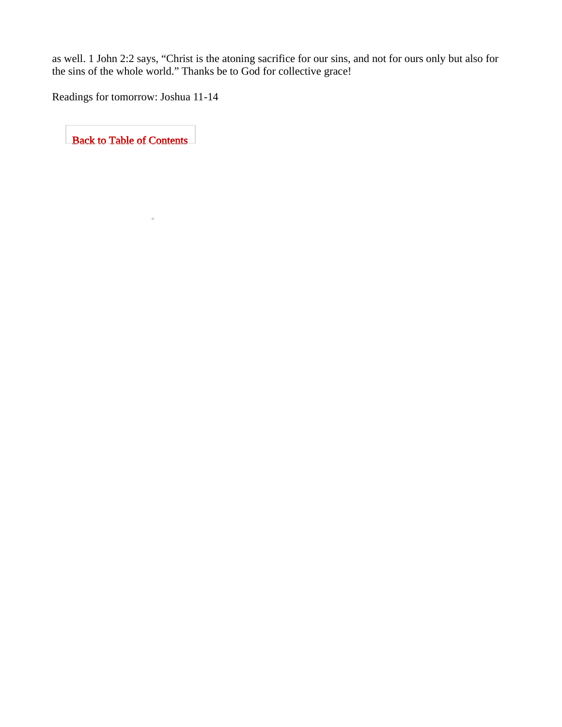as well. 1 John 2:2 says, "Christ is the atoning sacrifice for our sins, and not for ours only but also for the sins of the whole world." Thanks be to God for collective grace!

Readings for tomorrow: Joshua 11-14

**Back to Table of Contents**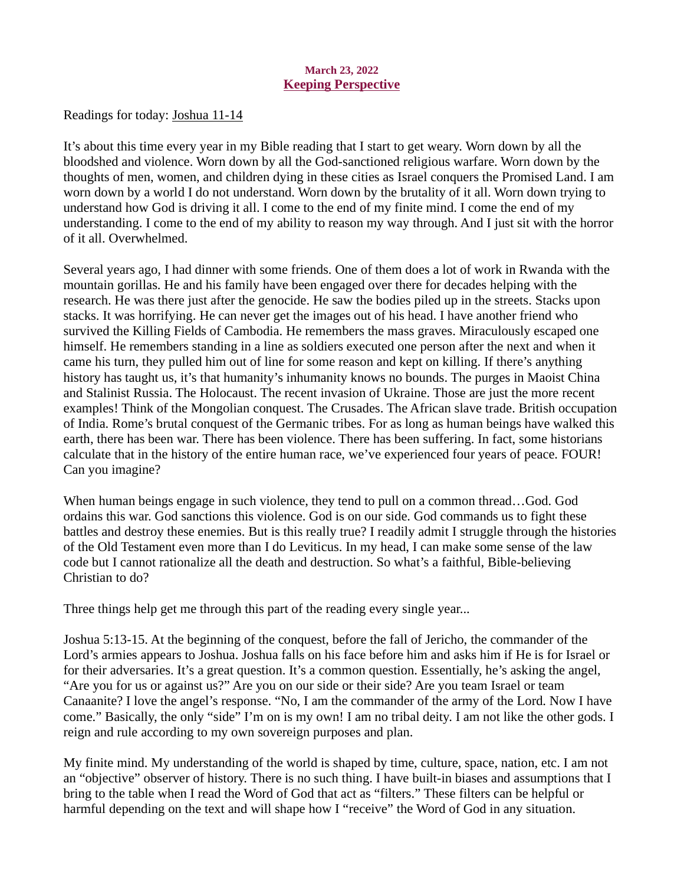**March 23, 2022**

## Keeping Perspective

Readings for today: Joshua 11-14

It's about this time every year in my Bible reading that I start to get weary. Worn down by all the bloodshed and violence. Worn down by all the God-sanctioned religious warfare. Worn down by the thoughts of men, women, and children dying in these cities as Israel conquers the Promised Land. I am worn down by a world I do not understand. Worn down by the brutality of it all. Worn down trying to understand how God is driving it all. I come to the end of my finite mind. I come the end of my understanding. I come to the end of my ability to reason my way through. And I just sit with the horror of it all. Overwhelmed.

Several years ago, I had dinner with some friends. One of them does a lot of work in Rwanda with the mountain gorillas. He and his family have been engaged over there for decades helping with the research. He was there just after the genocide. He saw the bodies piled up in the streets. Stacks upon stacks. It was horrifying. He can never get the images out of his head. I have another friend who survived the Killing Fields of Cambodia. He remembers the mass graves. Miraculously escaped one himself. He remembers standing in a line as soldiers executed one person after the next and when it came his turn, they pulled him out of line for some reason and kept on killing. If there's anything history has taught us, it's that humanity's inhumanity knows no bounds. The purges in Maoist China and Stalinist Russia. The Holocaust. The recent invasion of Ukraine. Those are just the more recent examples! Think of the Mongolian conquest. The Crusades. The African slave trade. British occupation of India. Rome's brutal conquest of the Germanic tribes. For as long as human beings have walked this earth, there has been war. There has been violence. There has been suffering. In fact, some historians calculate that in the history of the entire human race, we've experienced four years of peace. FOUR! Can you imagine?

When human beings engage in such violence, they tend to pull on a common thread…God. God ordains this war. God sanctions this violence. God is on our side. God commands us to fight these battles and destroy these enemies. But is this really true? I readily admit I struggle through the histories of the Old Testament even more than I do Leviticus. In my head, I can make some sense of the law code but I cannot rationalize all the death and destruction. So what's a faithful, Bible-believing Christian to do?

Three things help get me through this part of the reading every single year...

Joshua 5:13-15. At the beginning of the conquest, before the fall of Jericho, the commander of the Lord's armies appears to Joshua. Joshua falls on his face before him and asks him if He is for Israel or for their adversaries. It's a great question. It's a common question. Essentially, he's asking the angel, "Are you for us or against us?" Are you on our side or their side? Are you team Israel or team Canaanite? I love the angel's response. "No, I am the commander of the army of the Lord. Now I have come." Basically, the only "side" I'm on is my own! I am no tribal deity. I am not like the other gods. I reign and rule according to my own sovereign purposes and plan.

My finite mind. My understanding of the world is shaped by time, culture, space, nation, etc. I am not an "objective" observer of history. There is no such thing. I have built-in biases and assumptions that I bring to the table when I read the Word of God that act as "filters." These filters can be helpful or harmful depending on the text and will shape how I "receive" the Word of God in any situation.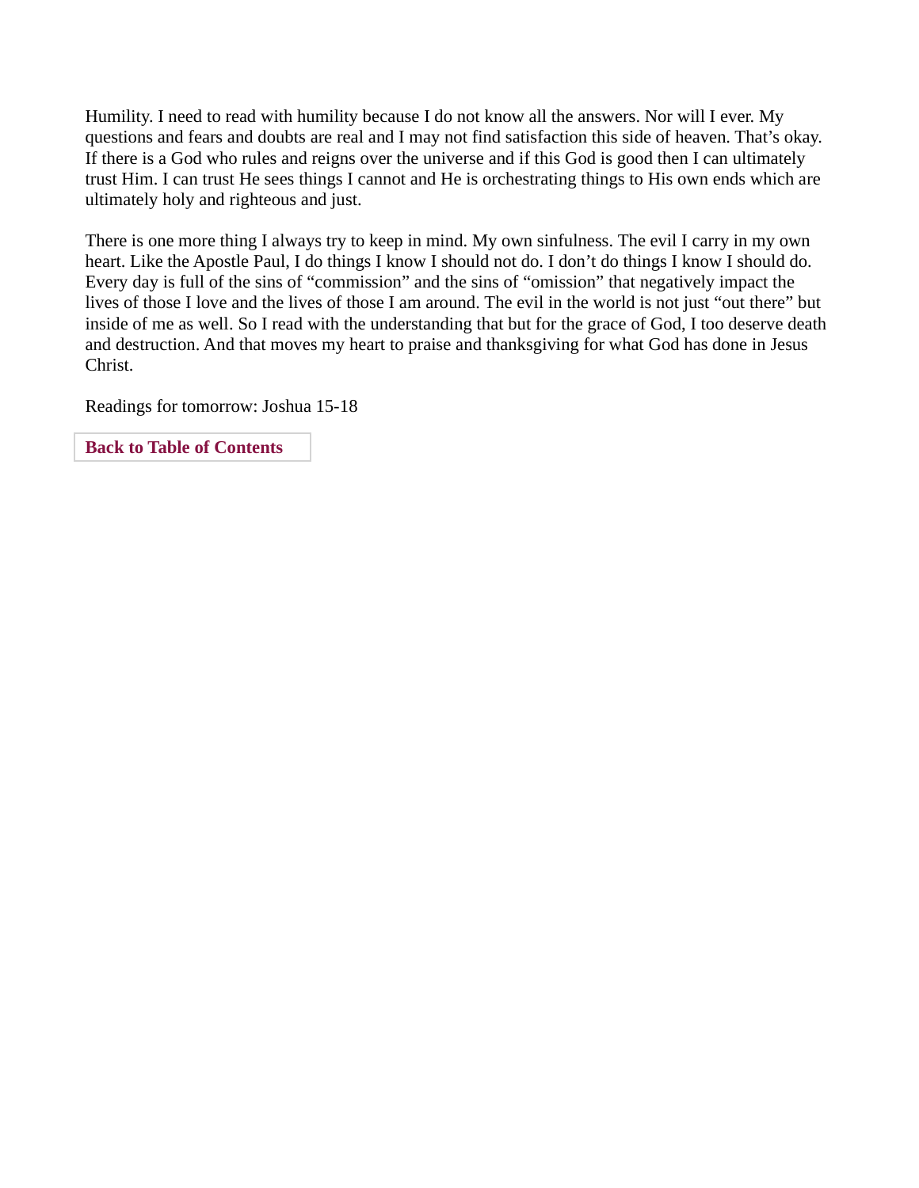Humility. I need to read with humility because I do not know all the answers. Nor will I ever. My questions and fears and doubts are real and I may not find satisfaction this side of heaven. That’s okay. If there is a God who rules and reigns over the universe and if this God is good then I can ultimately trust Him. I can trust He sees things I cannot and He is orchestrating things to His own ends which are ultimately holy and righteous and just.

There is one more thing I always try to keep in mind. My own sinfulness. The evil I carry in my own heart. Like the Apostle Paul, I do things I know I should not do. I don’t do things I know I should do. Every day is full of the sins of “commission” and the sins of “omission” that negatively impact the lives of those I love and the lives of those I am around. The evil in the world is not just “out there” but inside of me as well. So I read with the understanding that but for the grace of God, I too deserve death and destruction. And that moves my heart to praise and thanksgiving for what God has done in Jesus Christ.

Readings for tomorrow: Joshua 15-18

**Back to Table of Contents**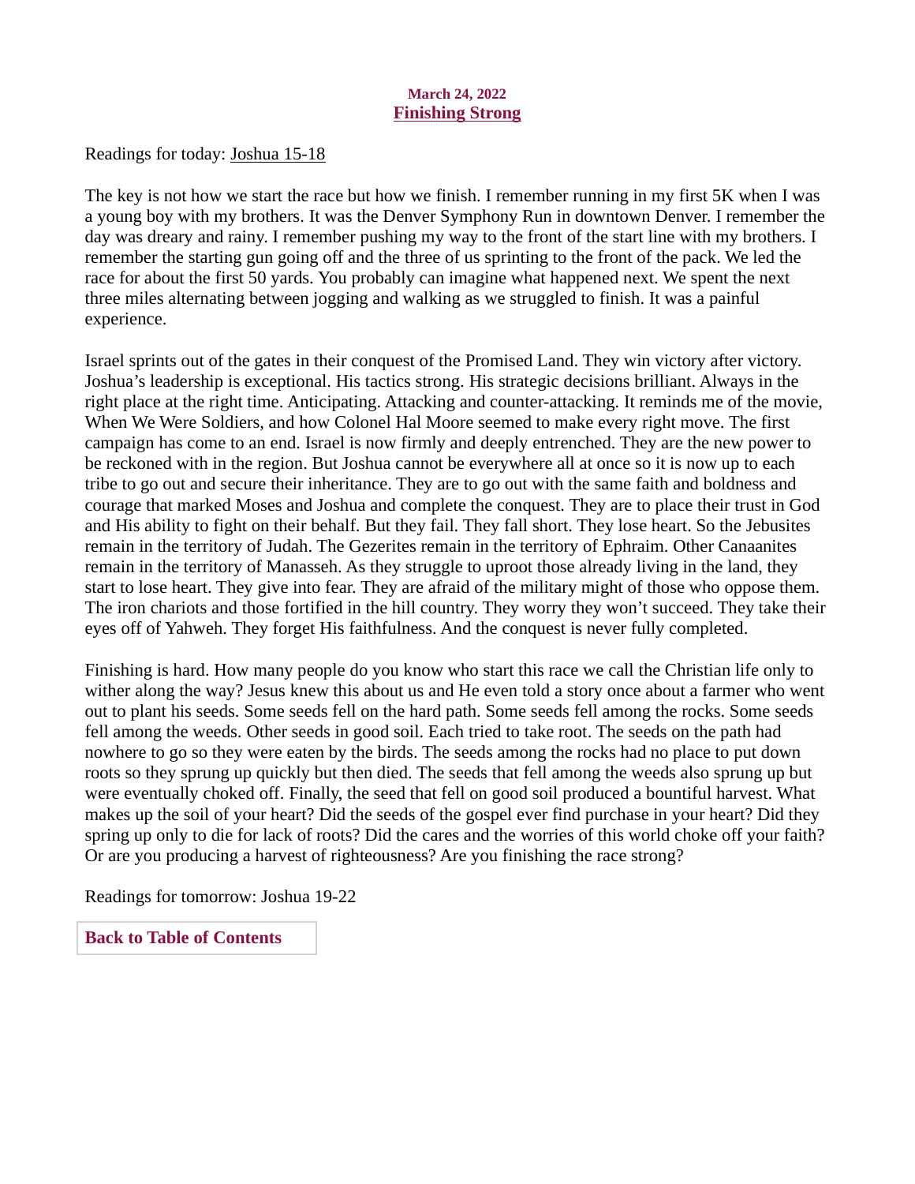March 24, 2022

## Finishing Strong

Readings for today: Joshua 15-18

The key is not how we start the race but how we finish. I remember running in my first 5K when I was a young boy with my brothers. It was the Denver Symphony Run in downtown Denver. I remember the day was dreary and rainy. I remember pushing my way to the front of the start line with my brothers. I remember the starting gun going off and the three of us sprinting to the front of the pack. We led the race for about the first 50 yards. You probably can imagine what happened next. We spent the next three miles alternating between jogging and walking as we struggled to finish. It was a painful experience.

Israel sprints out of the gates in their conquest of the Promised Land. They win victory after victory. Joshua's leadership is exceptional. His tactics strong. His strategic decisions brilliant. Always in the right place at the right time. Anticipating. Attacking and counter-attacking. It reminds me of the movie, When We Were Soldiers, and how Colonel Hal Moore seemed to make every right move. The first campaign has come to an end. Israel is now firmly and deeply entrenched. They are the new power to be reckoned with in the region. But Joshua cannot be everywhere all at once so it is now up to each tribe to go out and secure their inheritance. They are to go out with the same faith and boldness and courage that marked Moses and Joshua and complete the conquest. They are to place their trust in God and His ability to fight on their behalf. But they fail. They fall short. They lose heart. So the Jebusites remain in the territory of Judah. The Gezerites remain in the territory of Ephraim. Other Canaanites remain in the territory of Manasseh. As they struggle to uproot those already living in the land, they start to lose heart. They give into fear. They are afraid of the military might of those who oppose them. The iron chariots and those fortified in the hill country. They worry they won't succeed. They take their eyes off of Yahweh. They forget His faithfulness. And the conquest is never fully completed.

Finishing is hard. How many people do you know who start this race we call the Christian life only to wither along the way? Jesus knew this about us and He even told a story once about a farmer who went out to plant his seeds. Some seeds fell on the hard path. Some seeds fell among the rocks. Some seeds fell among the weeds. Other seeds in good soil. Each tried to take root. The seeds on the path had nowhere to go so they were eaten by the birds. The seeds among the rocks had no place to put down roots so they sprung up quickly but then died. The seeds that fell among the weeds also sprung up but were eventually choked off. Finally, the seed that fell on good soil produced a bountiful harvest. What makes up the soil of your heart? Did the seeds of the gospel ever find purchase in your heart? Did they spring up only to die for lack of roots? Did the cares and the worries of this world choke off your faith? Or are you producing a harvest of righteousness? Are you finishing the race strong?

Readings for tomorrow: Joshua 19-22

**Back to Table of Contents**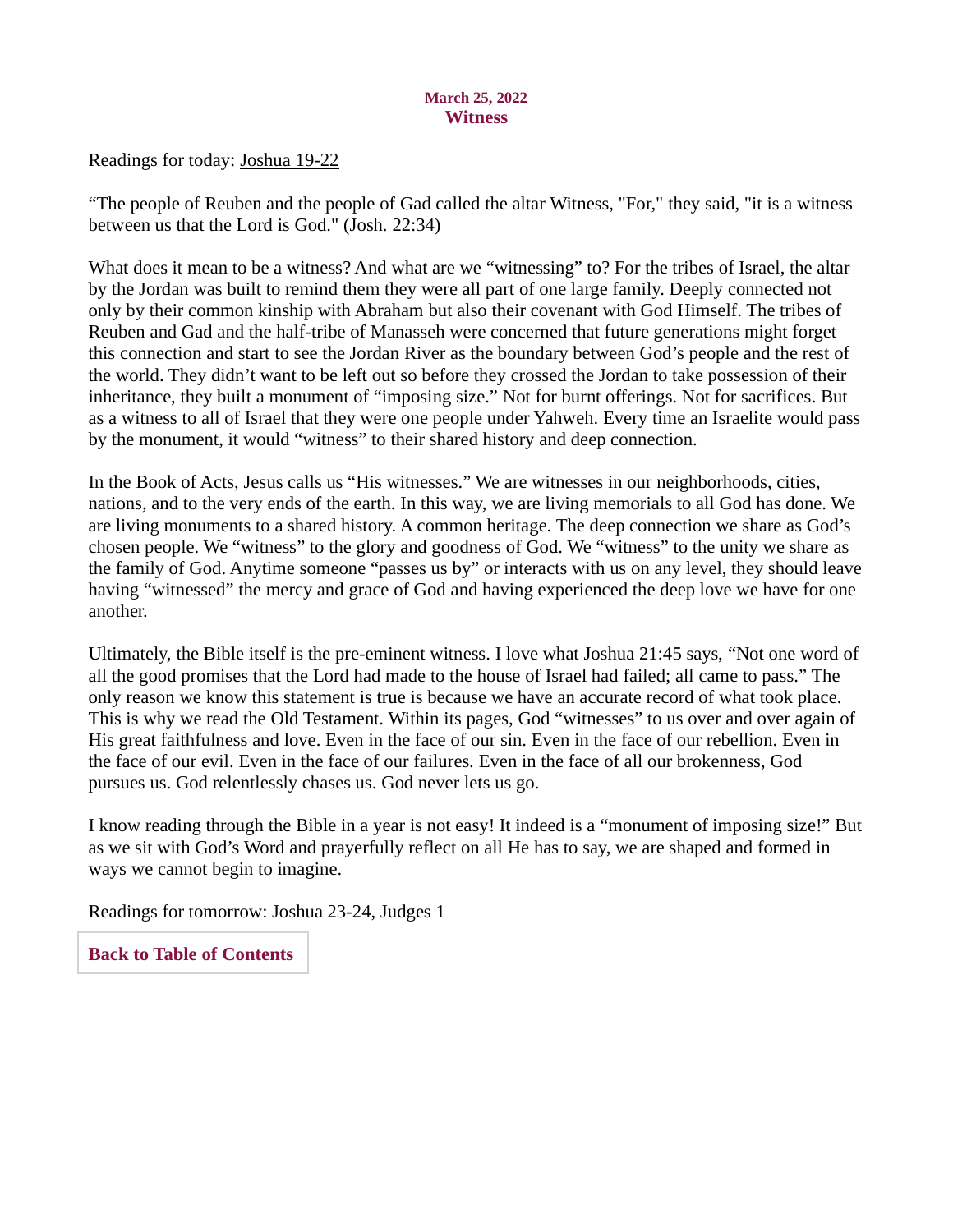March 25, 2022

## Witness

Readings for today: Joshua 19-22

“The people of Reuben and the people of Gad called the altar Witness, "For," they said, "it is a witness between us that the Lord is God." (Josh. 22:34)

What does it mean to be a witness? And what are we “witnessing” to? For the tribes of Israel, the altar by the Jordan was built to remind them they were all part of one large family. Deeply connected not only by their common kinship with Abraham but also their covenant with God Himself. The tribes of Reuben and Gad and the half-tribe of Manasseh were concerned that future generations might forget this connection and start to see the Jordan River as the boundary between God’s people and the rest of the world. They didn’t want to be left out so before they crossed the Jordan to take possession of their inheritance, they built a monument of “imposing size.” Not for burnt offerings. Not for sacrifices. But as a witness to all of Israel that they were one people under Yahweh. Every time an Israelite would pass by the monument, it would “witness” to their shared history and deep connection.

In the Book of Acts, Jesus calls us “His witnesses.” We are witnesses in our neighborhoods, cities, nations, and to the very ends of the earth. In this way, we are living memorials to all God has done. We are living monuments to a shared history. A common heritage. The deep connection we share as God’s chosen people. We “witness” to the glory and goodness of God. We “witness” to the unity we share as the family of God. Anytime someone “passes us by” or interacts with us on any level, they should leave having “witnessed” the mercy and grace of God and having experienced the deep love we have for one another.

Ultimately, the Bible itself is the pre-eminent witness. I love what Joshua 21:45 says, “Not one word of all the good promises that the Lord had made to the house of Israel had failed; all came to pass.” The only reason we know this statement is true is because we have an accurate record of what took place. This is why we read the Old Testament. Within its pages, God “witnesses” to us over and over again of His great faithfulness and love. Even in the face of our sin. Even in the face of our rebellion. Even in the face of our evil. Even in the face of our failures. Even in the face of all our brokenness, God pursues us. God relentlessly chases us. God never lets us go.

I know reading through the Bible in a year is not easy! It indeed is a “monument of imposing size!” But as we sit with God’s Word and prayerfully reflect on all He has to say, we are shaped and formed in ways we cannot begin to imagine.

Readings for tomorrow: Joshua 23-24, Judges 1

**Back to Table of Contents**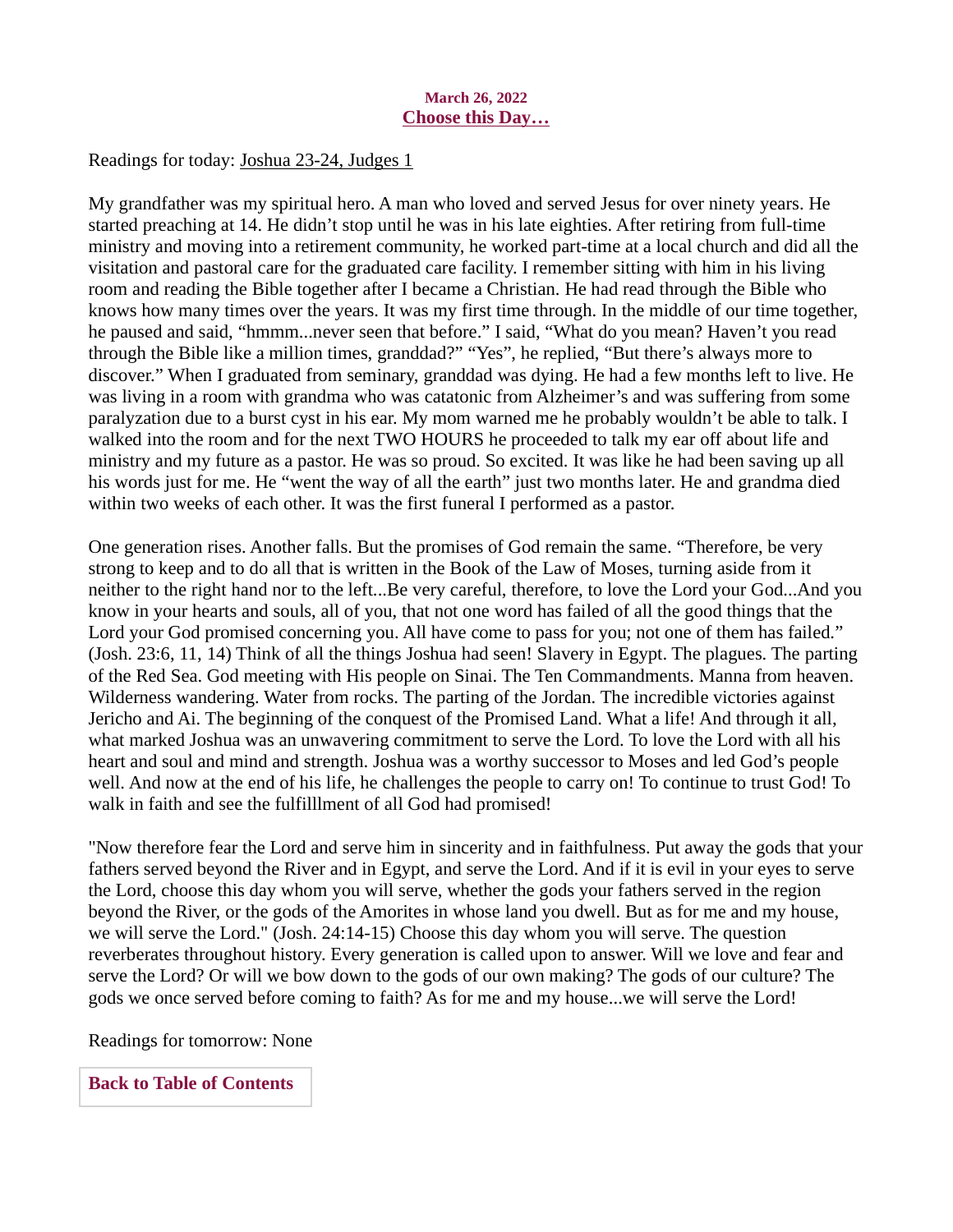**March 26, 2022**

## Choose this Day…

Readings for today: Joshua 23-24, Judges 1

My grandfather was my spiritual hero. A man who loved and served Jesus for over ninety years. He started preaching at 14. He didn't stop until he was in his late eighties. After retiring from full-time ministry and moving into a retirement community, he worked part-time at a local church and did all the visitation and pastoral care for the graduated care facility. I remember sitting with him in his living room and reading the Bible together after I became a Christian. He had read through the Bible who knows how many times over the years. It was my first time through. In the middle of our time together, he paused and said, "hmmm...never seen that before." I said, "What do you mean? Haven't you read through the Bible like a million times, granddad?" "Yes", he replied, "But there's always more to discover." When I graduated from seminary, granddad was dying. He had a few months left to live. He was living in a room with grandma who was catatonic from Alzheimer's and was suffering from some paralyzation due to a burst cyst in his ear. My mom warned me he probably wouldn't be able to talk. I walked into the room and for the next TWO HOURS he proceeded to talk my ear off about life and ministry and my future as a pastor. He was so proud. So excited. It was like he had been saving up all his words just for me. He "went the way of all the earth" just two months later. He and grandma died within two weeks of each other. It was the first funeral I performed as a pastor.

One generation rises. Another falls. But the promises of God remain the same. "Therefore, be very strong to keep and to do all that is written in the Book of the Law of Moses, turning aside from it neither to the right hand nor to the left...Be very careful, therefore, to love the Lord your God...And you know in your hearts and souls, all of you, that not one word has failed of all the good things that the Lord your God promised concerning you. All have come to pass for you; not one of them has failed." (Josh. 23:6, 11, 14) Think of all the things Joshua had seen! Slavery in Egypt. The plagues. The parting of the Red Sea. God meeting with His people on Sinai. The Ten Commandments. Manna from heaven. Wilderness wandering. Water from rocks. The parting of the Jordan. The incredible victories against Jericho and Ai. The beginning of the conquest of the Promised Land. What a life! And through it all, what marked Joshua was an unwavering commitment to serve the Lord. To love the Lord with all his heart and soul and mind and strength. Joshua was a worthy successor to Moses and led God's people well. And now at the end of his life, he challenges the people to carry on! To continue to trust God! To walk in faith and see the fulfilllment of all God had promised!

"Now therefore fear the Lord and serve him in sincerity and in faithfulness. Put away the gods that your fathers served beyond the River and in Egypt, and serve the Lord. And if it is evil in your eyes to serve the Lord, choose this day whom you will serve, whether the gods your fathers served in the region beyond the River, or the gods of the Amorites in whose land you dwell. But as for me and my house, we will serve the Lord." (Josh. 24:14-15) Choose this day whom you will serve. The question reverberates throughout history. Every generation is called upon to answer. Will we love and fear and serve the Lord? Or will we bow down to the gods of our own making? The gods of our culture? The gods we once served before coming to faith? As for me and my house...we will serve the Lord!

Readings for tomorrow: None

**Back to Table of Contents**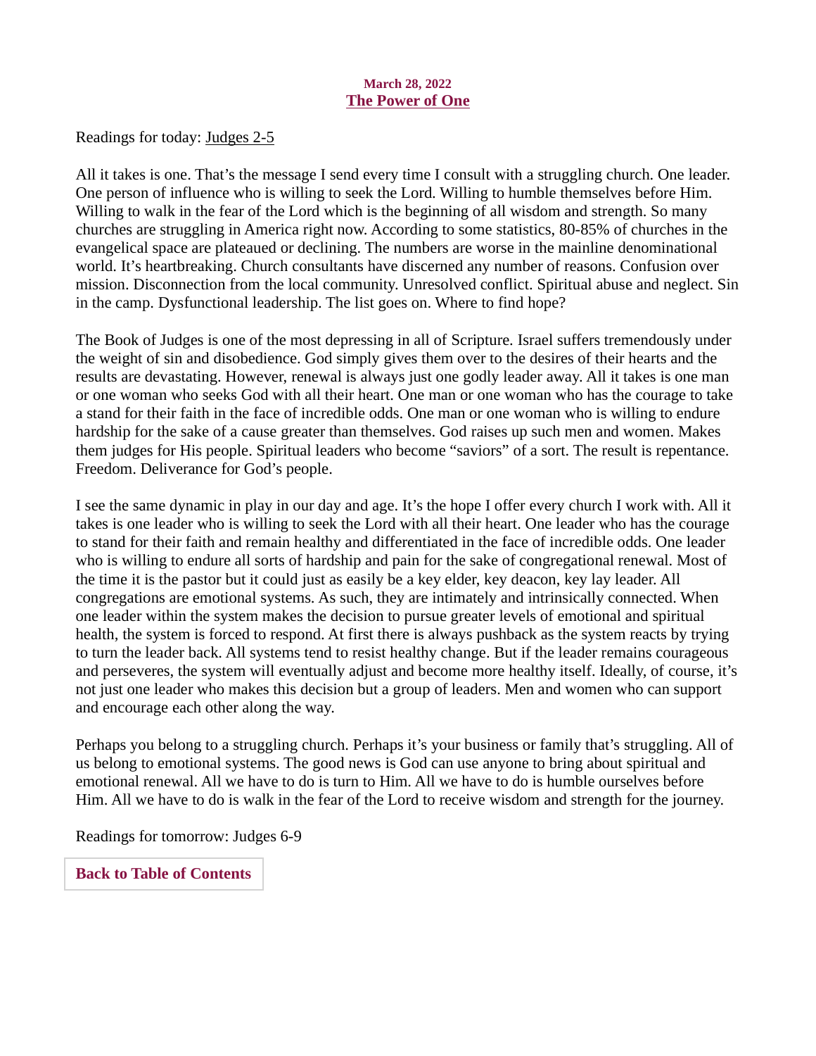**March 28, 2022**

## The Power of One

Readings for today: Judges 2-5

All it takes is one. That's the message I send every time I consult with a struggling church. One leader. One person of influence who is willing to seek the Lord. Willing to humble themselves before Him. Willing to walk in the fear of the Lord which is the beginning of all wisdom and strength. So many churches are struggling in America right now. According to some statistics, 80-85% of churches in the evangelical space are plateaued or declining. The numbers are worse in the mainline denominational world. It's heartbreaking. Church consultants have discerned any number of reasons. Confusion over mission. Disconnection from the local community. Unresolved conflict. Spiritual abuse and neglect. Sin in the camp. Dysfunctional leadership. The list goes on. Where to find hope?

The Book of Judges is one of the most depressing in all of Scripture. Israel suffers tremendously under the weight of sin and disobedience. God simply gives them over to the desires of their hearts and the results are devastating. However, renewal is always just one godly leader away. All it takes is one man or one woman who seeks God with all their heart. One man or one woman who has the courage to take a stand for their faith in the face of incredible odds. One man or one woman who is willing to endure hardship for the sake of a cause greater than themselves. God raises up such men and women. Makes them judges for His people. Spiritual leaders who become "saviors" of a sort. The result is repentance. Freedom. Deliverance for God's people.

I see the same dynamic in play in our day and age. It's the hope I offer every church I work with. All it takes is one leader who is willing to seek the Lord with all their heart. One leader who has the courage to stand for their faith and remain healthy and differentiated in the face of incredible odds. One leader who is willing to endure all sorts of hardship and pain for the sake of congregational renewal. Most of the time it is the pastor but it could just as easily be a key elder, key deacon, key lay leader. All congregations are emotional systems. As such, they are intimately and intrinsically connected. When one leader within the system makes the decision to pursue greater levels of emotional and spiritual health, the system is forced to respond. At first there is always pushback as the system reacts by trying to turn the leader back. All systems tend to resist healthy change. But if the leader remains courageous and perseveres, the system will eventually adjust and become more healthy itself. Ideally, of course, it's not just one leader who makes this decision but a group of leaders. Men and women who can support and encourage each other along the way.

Perhaps you belong to a struggling church. Perhaps it's your business or family that's struggling. All of us belong to emotional systems. The good news is God can use anyone to bring about spiritual and emotional renewal. All we have to do is turn to Him. All we have to do is humble ourselves before Him. All we have to do is walk in the fear of the Lord to receive wisdom and strength for the journey.

Readings for tomorrow: Judges 6-9

**Back to Table of Contents**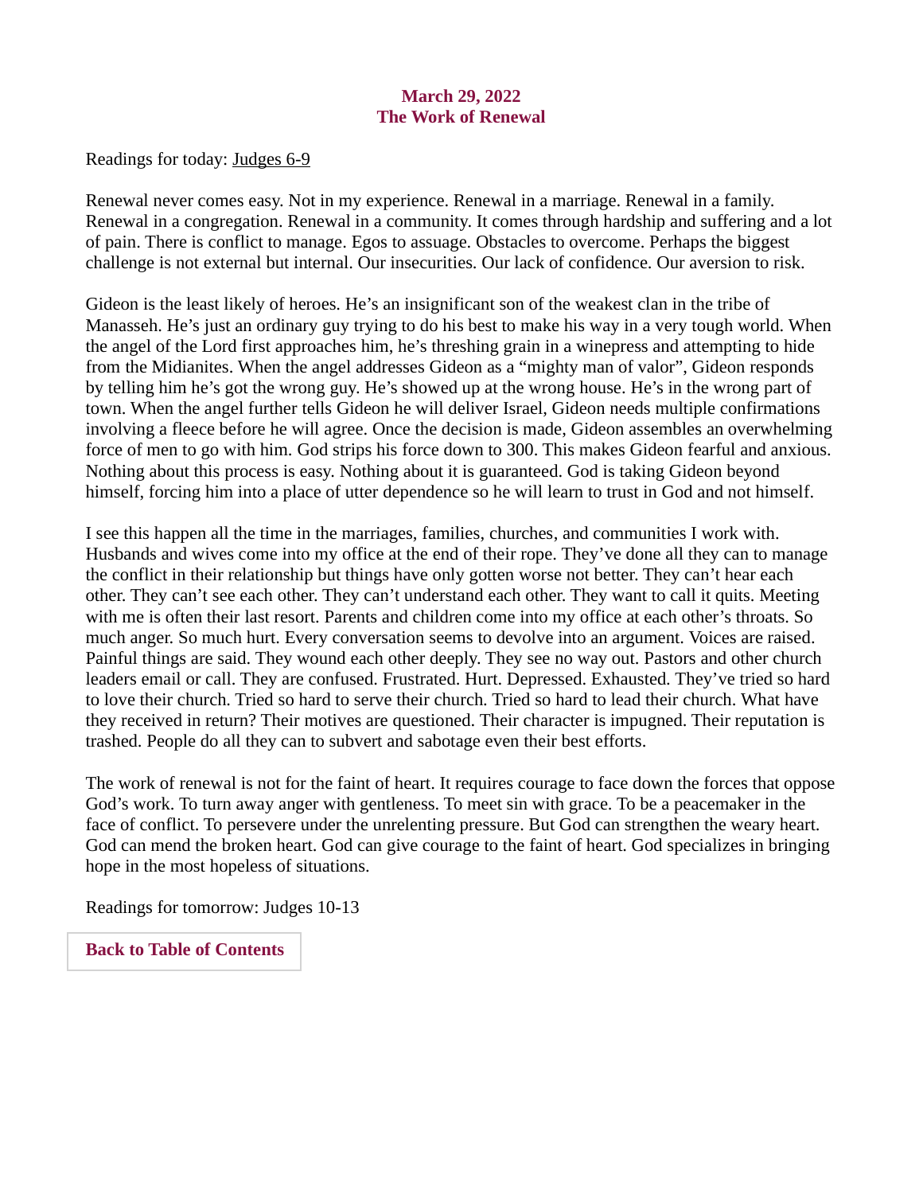## March 29, 2022
## The Work of Renewal

Readings for today: Judges 6-9

Renewal never comes easy. Not in my experience. Renewal in a marriage. Renewal in a family. Renewal in a congregation. Renewal in a community. It comes through hardship and suffering and a lot of pain. There is conflict to manage. Egos to assuage. Obstacles to overcome. Perhaps the biggest challenge is not external but internal. Our insecurities. Our lack of confidence. Our aversion to risk.

Gideon is the least likely of heroes. He's an insignificant son of the weakest clan in the tribe of Manasseh. He's just an ordinary guy trying to do his best to make his way in a very tough world. When the angel of the Lord first approaches him, he's threshing grain in a winepress and attempting to hide from the Midianites. When the angel addresses Gideon as a "mighty man of valor", Gideon responds by telling him he's got the wrong guy. He's showed up at the wrong house. He's in the wrong part of town. When the angel further tells Gideon he will deliver Israel, Gideon needs multiple confirmations involving a fleece before he will agree. Once the decision is made, Gideon assembles an overwhelming force of men to go with him. God strips his force down to 300. This makes Gideon fearful and anxious. Nothing about this process is easy. Nothing about it is guaranteed. God is taking Gideon beyond himself, forcing him into a place of utter dependence so he will learn to trust in God and not himself.

I see this happen all the time in the marriages, families, churches, and communities I work with. Husbands and wives come into my office at the end of their rope. They've done all they can to manage the conflict in their relationship but things have only gotten worse not better. They can't hear each other. They can't see each other. They can't understand each other. They want to call it quits. Meeting with me is often their last resort. Parents and children come into my office at each other's throats. So much anger. So much hurt. Every conversation seems to devolve into an argument. Voices are raised. Painful things are said. They wound each other deeply. They see no way out. Pastors and other church leaders email or call. They are confused. Frustrated. Hurt. Depressed. Exhausted. They've tried so hard to love their church. Tried so hard to serve their church. Tried so hard to lead their church. What have they received in return? Their motives are questioned. Their character is impugned. Their reputation is trashed. People do all they can to subvert and sabotage even their best efforts.

The work of renewal is not for the faint of heart. It requires courage to face down the forces that oppose God's work. To turn away anger with gentleness. To meet sin with grace. To be a peacemaker in the face of conflict. To persevere under the unrelenting pressure. But God can strengthen the weary heart. God can mend the broken heart. God can give courage to the faint of heart. God specializes in bringing hope in the most hopeless of situations.

Readings for tomorrow: Judges 10-13

**Back to Table of Contents**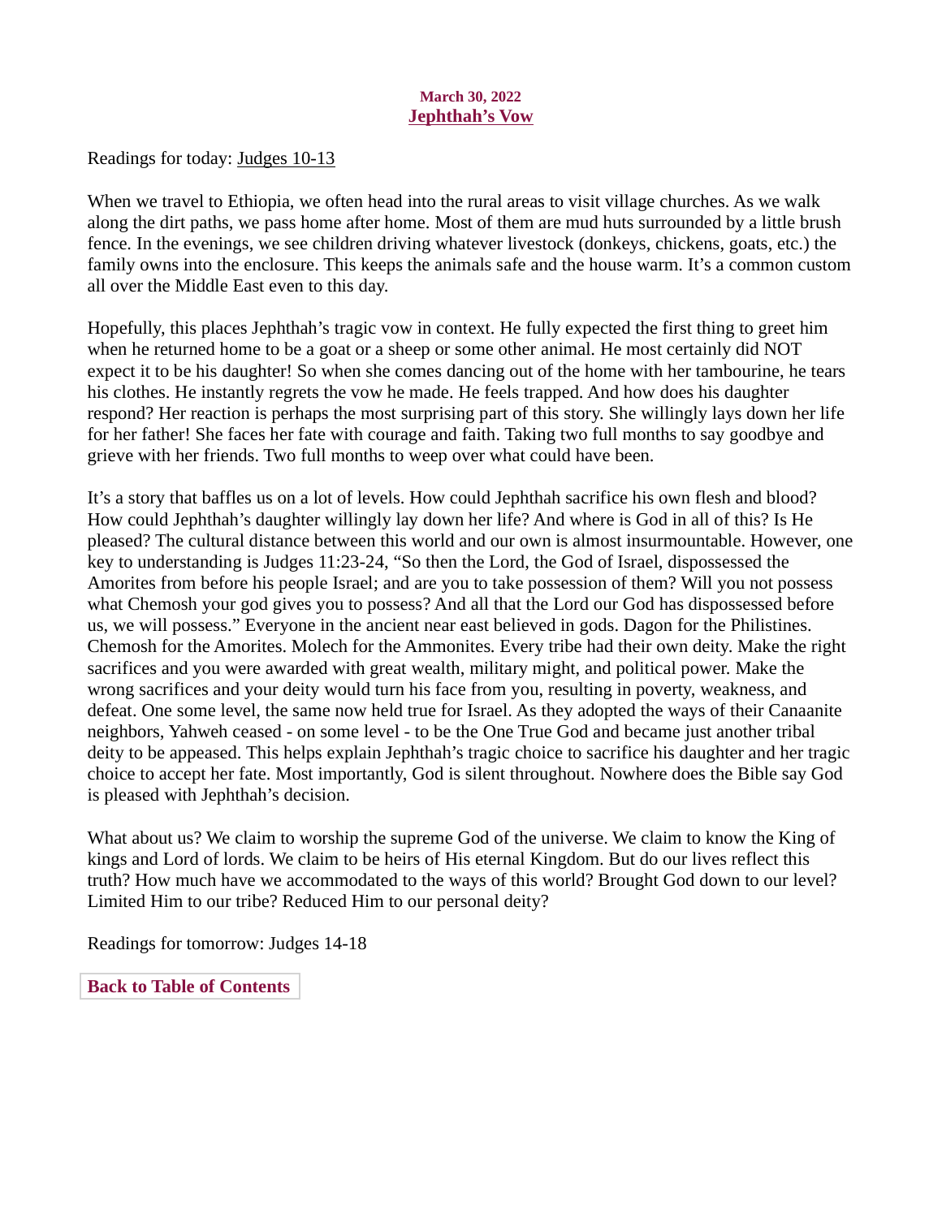March 30, 2022

## Jephthah's Vow

Readings for today: Judges 10-13

When we travel to Ethiopia, we often head into the rural areas to visit village churches. As we walk along the dirt paths, we pass home after home. Most of them are mud huts surrounded by a little brush fence. In the evenings, we see children driving whatever livestock (donkeys, chickens, goats, etc.) the family owns into the enclosure. This keeps the animals safe and the house warm. It's a common custom all over the Middle East even to this day.

Hopefully, this places Jephthah's tragic vow in context. He fully expected the first thing to greet him when he returned home to be a goat or a sheep or some other animal. He most certainly did NOT expect it to be his daughter! So when she comes dancing out of the home with her tambourine, he tears his clothes. He instantly regrets the vow he made. He feels trapped. And how does his daughter respond? Her reaction is perhaps the most surprising part of this story. She willingly lays down her life for her father! She faces her fate with courage and faith. Taking two full months to say goodbye and grieve with her friends. Two full months to weep over what could have been.

It's a story that baffles us on a lot of levels. How could Jephthah sacrifice his own flesh and blood? How could Jephthah's daughter willingly lay down her life? And where is God in all of this? Is He pleased? The cultural distance between this world and our own is almost insurmountable. However, one key to understanding is Judges 11:23-24, "So then the Lord, the God of Israel, dispossessed the Amorites from before his people Israel; and are you to take possession of them? Will you not possess what Chemosh your god gives you to possess? And all that the Lord our God has dispossessed before us, we will possess." Everyone in the ancient near east believed in gods. Dagon for the Philistines. Chemosh for the Amorites. Molech for the Ammonites. Every tribe had their own deity. Make the right sacrifices and you were awarded with great wealth, military might, and political power. Make the wrong sacrifices and your deity would turn his face from you, resulting in poverty, weakness, and defeat. One some level, the same now held true for Israel. As they adopted the ways of their Canaanite neighbors, Yahweh ceased - on some level - to be the One True God and became just another tribal deity to be appeased. This helps explain Jephthah's tragic choice to sacrifice his daughter and her tragic choice to accept her fate. Most importantly, God is silent throughout. Nowhere does the Bible say God is pleased with Jephthah's decision.

What about us? We claim to worship the supreme God of the universe. We claim to know the King of kings and Lord of lords. We claim to be heirs of His eternal Kingdom. But do our lives reflect this truth? How much have we accommodated to the ways of this world? Brought God down to our level? Limited Him to our tribe? Reduced Him to our personal deity?

Readings for tomorrow: Judges 14-18

**Back to Table of Contents**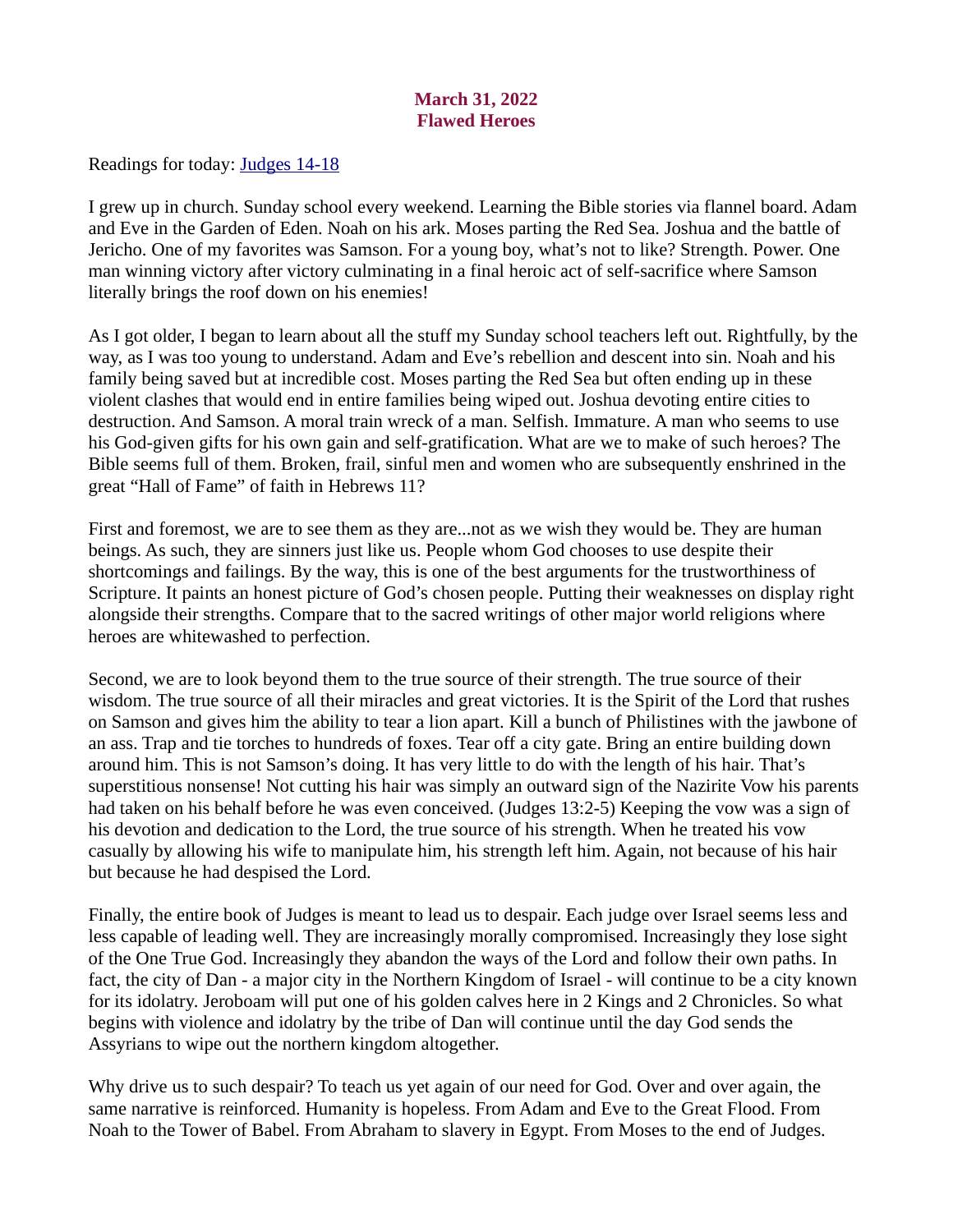**March 31, 2022**
**Flawed Heroes**

Readings for today: [Judges 14-18]

I grew up in church. Sunday school every weekend. Learning the Bible stories via flannel board. Adam and Eve in the Garden of Eden. Noah on his ark. Moses parting the Red Sea. Joshua and the battle of Jericho. One of my favorites was Samson. For a young boy, what's not to like? Strength. Power. One man winning victory after victory culminating in a final heroic act of self-sacrifice where Samson literally brings the roof down on his enemies!

As I got older, I began to learn about all the stuff my Sunday school teachers left out. Rightfully, by the way, as I was too young to understand. Adam and Eve's rebellion and descent into sin. Noah and his family being saved but at incredible cost. Moses parting the Red Sea but often ending up in these violent clashes that would end in entire families being wiped out. Joshua devoting entire cities to destruction. And Samson. A moral train wreck of a man. Selfish. Immature. A man who seems to use his God-given gifts for his own gain and self-gratification. What are we to make of such heroes? The Bible seems full of them. Broken, frail, sinful men and women who are subsequently enshrined in the great "Hall of Fame" of faith in Hebrews 11?

First and foremost, we are to see them as they are...not as we wish they would be. They are human beings. As such, they are sinners just like us. People whom God chooses to use despite their shortcomings and failings. By the way, this is one of the best arguments for the trustworthiness of Scripture. It paints an honest picture of God's chosen people. Putting their weaknesses on display right alongside their strengths. Compare that to the sacred writings of other major world religions where heroes are whitewashed to perfection.

Second, we are to look beyond them to the true source of their strength. The true source of their wisdom. The true source of all their miracles and great victories. It is the Spirit of the Lord that rushes on Samson and gives him the ability to tear a lion apart. Kill a bunch of Philistines with the jawbone of an ass. Trap and tie torches to hundreds of foxes. Tear off a city gate. Bring an entire building down around him. This is not Samson's doing. It has very little to do with the length of his hair. That's superstitious nonsense! Not cutting his hair was simply an outward sign of the Nazirite Vow his parents had taken on his behalf before he was even conceived. (Judges 13:2-5) Keeping the vow was a sign of his devotion and dedication to the Lord, the true source of his strength. When he treated his vow casually by allowing his wife to manipulate him, his strength left him. Again, not because of his hair but because he had despised the Lord.

Finally, the entire book of Judges is meant to lead us to despair. Each judge over Israel seems less and less capable of leading well. They are increasingly morally compromised. Increasingly they lose sight of the One True God. Increasingly they abandon the ways of the Lord and follow their own paths. In fact, the city of Dan - a major city in the Northern Kingdom of Israel - will continue to be a city known for its idolatry. Jeroboam will put one of his golden calves here in 2 Kings and 2 Chronicles. So what begins with violence and idolatry by the tribe of Dan will continue until the day God sends the Assyrians to wipe out the northern kingdom altogether.

Why drive us to such despair? To teach us yet again of our need for God. Over and over again, the same narrative is reinforced. Humanity is hopeless. From Adam and Eve to the Great Flood. From Noah to the Tower of Babel. From Abraham to slavery in Egypt. From Moses to the end of Judges.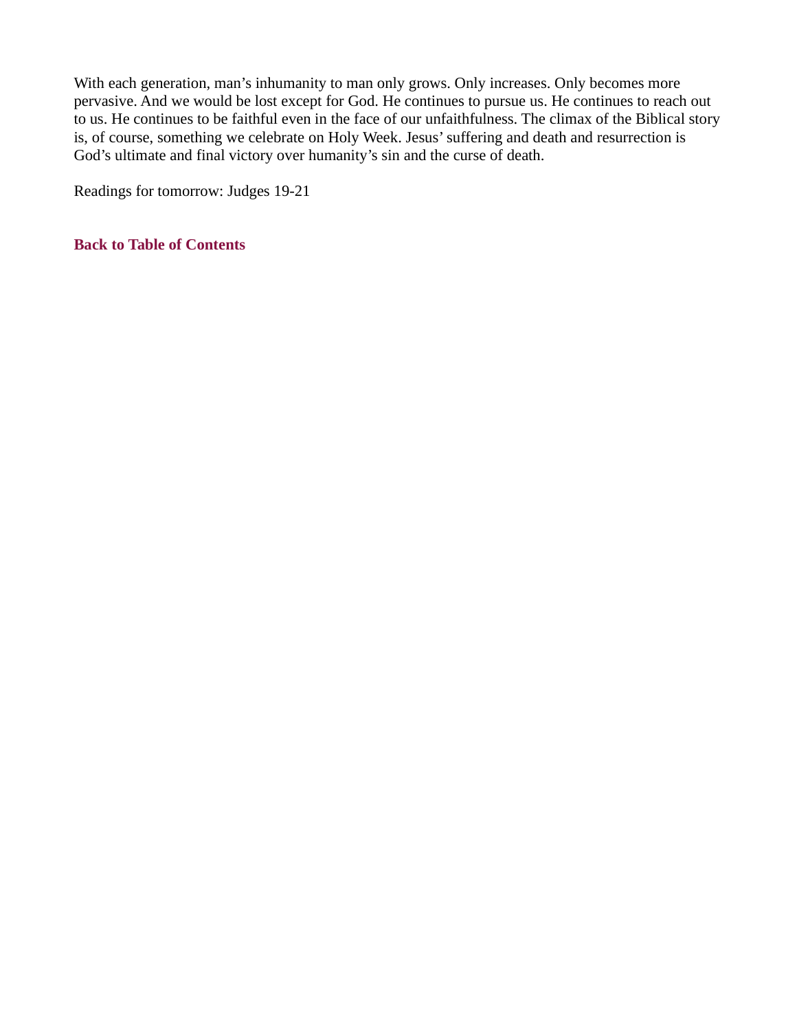With each generation, man's inhumanity to man only grows. Only increases. Only becomes more pervasive. And we would be lost except for God. He continues to pursue us. He continues to reach out to us. He continues to be faithful even in the face of our unfaithfulness. The climax of the Biblical story is, of course, something we celebrate on Holy Week. Jesus' suffering and death and resurrection is God's ultimate and final victory over humanity's sin and the curse of death.

Readings for tomorrow: Judges 19-21

**Back to Table of Contents**